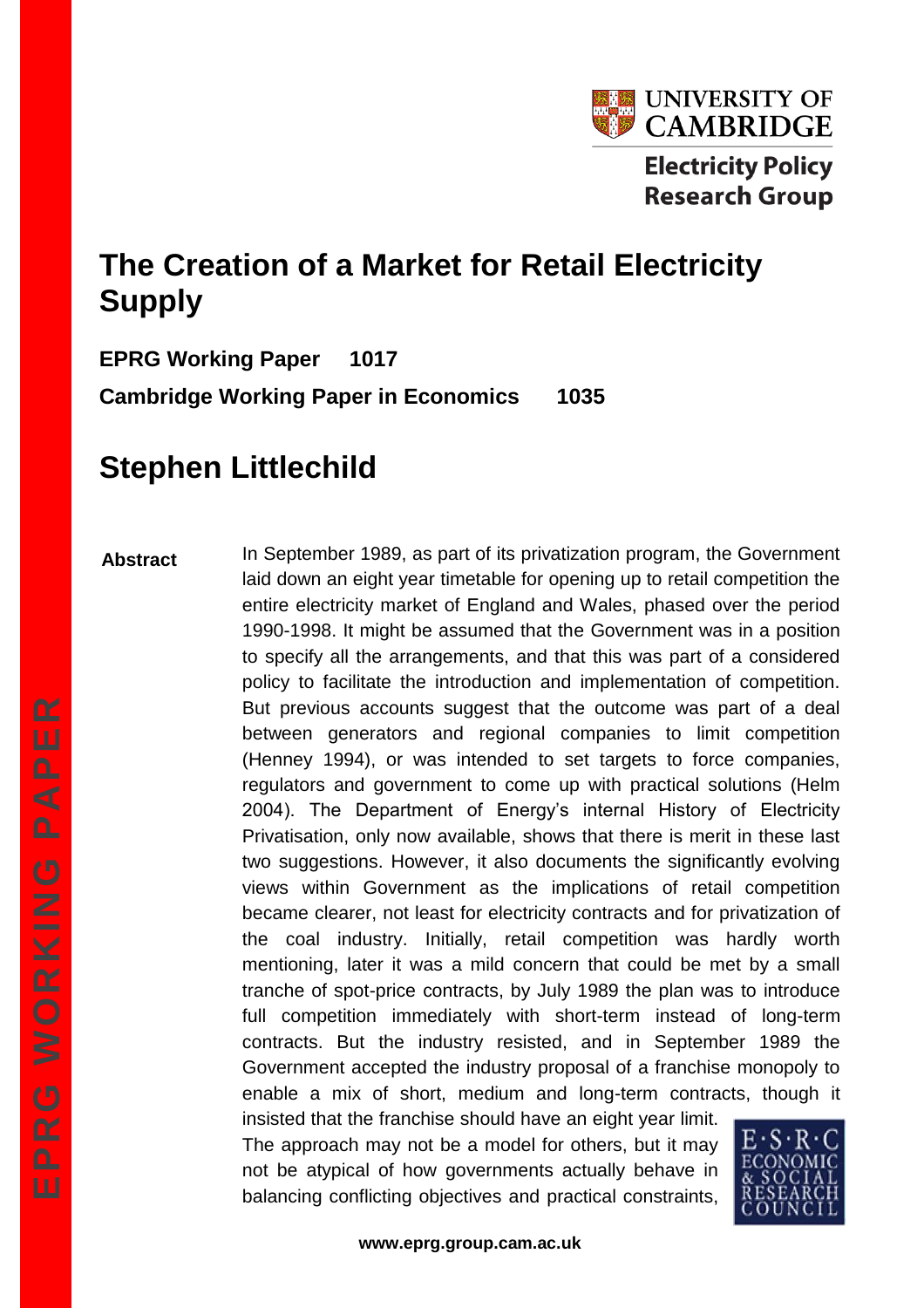# The Creation of a Market for Retail Electricity Supply

**EPRG Working Paper 1017**

**Cambridge Working Paper in Economics 1035**

## Stephen Littlechild

**Abstract**

In September 1989, as part of its privatization program, the Government laid down an eight year timetable for opening up to retail competition the entire electricity market of England and Wales, phased over the period 1990-1998. It might be assumed that the Government was in a position to specify all the arrangements, and that this was part of a considered policy to facilitate the introduction and implementation of competition. But previous accounts suggest that the outcome was part of a deal between generators and regional companies to limit competition (Henney 1994), or was intended to set targets to force companies, regulators and government to come up with practical solutions (Helm 2004). The Department of Energy's internal History of Electricity Privatisation, only now available, shows that there is merit in these last two suggestions. However, it also documents the significantly evolving views within Government as the implications of retail competition became clearer, not least for electricity contracts and for privatization of the coal industry. Initially, retail competition was hardly worth mentioning, later it was a mild concern that could be met by a small tranche of spot-price contracts, by July 1989 the plan was to introduce full competition immediately with short-term instead of long-term contracts. But the industry resisted, and in September 1989 the Government accepted the industry proposal of a franchise monopoly to enable a mix of short, medium and long-term contracts, though it insisted that the franchise should have an eight year limit. The approach may not be a model for others, but it may not be atypical of how governments actually behave in balancing conflicting objectives and practical constraints,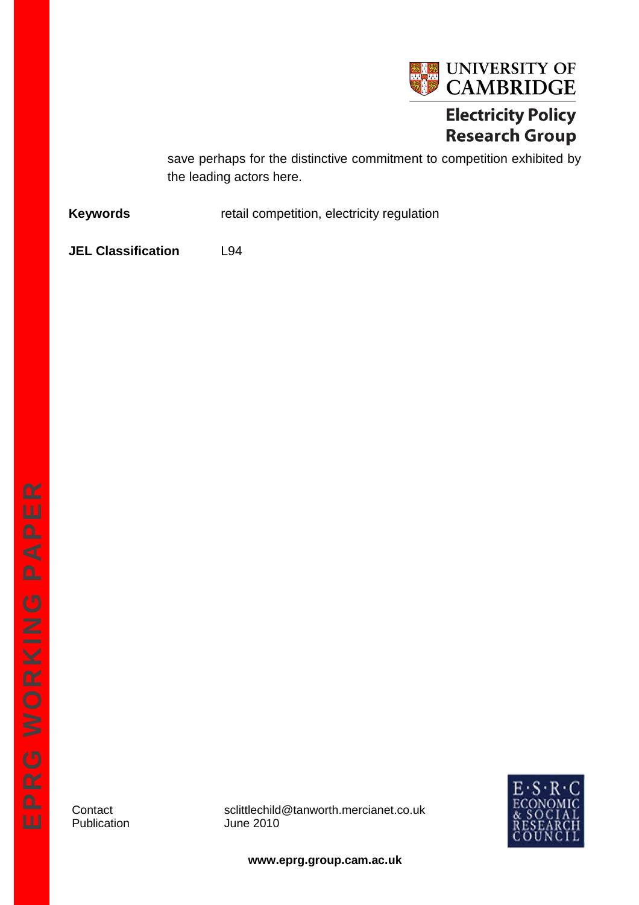save perhaps for the distinctive commitment to competition exhibited by the leading actors here.

**Keywords** retail competition, electricity regulation

**JEL Classification** L94

Contact sclittlechild@tanworth.mercianet.co.uk
Publication June 2010

**www.eprg.group.cam.ac.uk**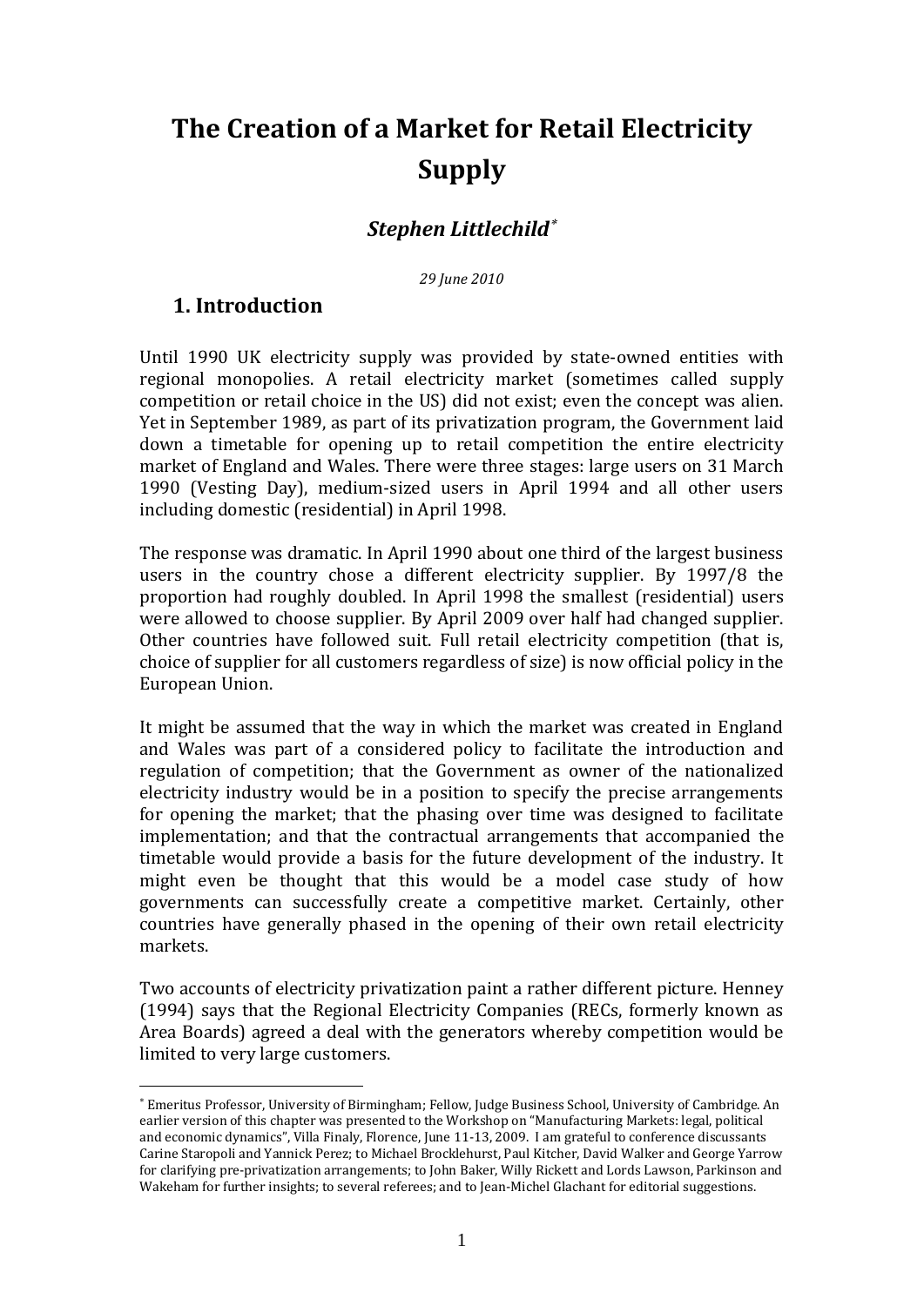# The Creation of a Market for Retail Electricity Supply

## *Stephen Littlechild*[*]

*29 June 2010*

## 1. Introduction

Until 1990 UK electricity supply was provided by state-owned entities with regional monopolies. A retail electricity market (sometimes called supply competition or retail choice in the US) did not exist; even the concept was alien. Yet in September 1989, as part of its privatization program, the Government laid down a timetable for opening up to retail competition the entire electricity market of England and Wales. There were three stages: large users on 31 March 1990 (Vesting Day), medium-sized users in April 1994 and all other users including domestic (residential) in April 1998.

The response was dramatic. In April 1990 about one third of the largest business users in the country chose a different electricity supplier. By 1997/8 the proportion had roughly doubled. In April 1998 the smallest (residential) users were allowed to choose supplier. By April 2009 over half had changed supplier. Other countries have followed suit. Full retail electricity competition (that is, choice of supplier for all customers regardless of size) is now official policy in the European Union.

It might be assumed that the way in which the market was created in England and Wales was part of a considered policy to facilitate the introduction and regulation of competition; that the Government as owner of the nationalized electricity industry would be in a position to specify the precise arrangements for opening the market; that the phasing over time was designed to facilitate implementation; and that the contractual arrangements that accompanied the timetable would provide a basis for the future development of the industry. It might even be thought that this would be a model case study of how governments can successfully create a competitive market. Certainly, other countries have generally phased in the opening of their own retail electricity markets.

Two accounts of electricity privatization paint a rather different picture. Henney (1994) says that the Regional Electricity Companies (RECs, formerly known as Area Boards) agreed a deal with the generators whereby competition would be limited to very large customers.

[*] Emeritus Professor, University of Birmingham; Fellow, Judge Business School, University of Cambridge. An earlier version of this chapter was presented to the Workshop on "Manufacturing Markets: legal, political and economic dynamics", Villa Finaly, Florence, June 11-13, 2009. I am grateful to conference discussants Carine Staropoli and Yannick Perez; to Michael Brocklehurst, Paul Kitcher, David Walker and George Yarrow for clarifying pre-privatization arrangements; to John Baker, Willy Rickett and Lords Lawson, Parkinson and Wakeham for further insights; to several referees; and to Jean-Michel Glachant for editorial suggestions.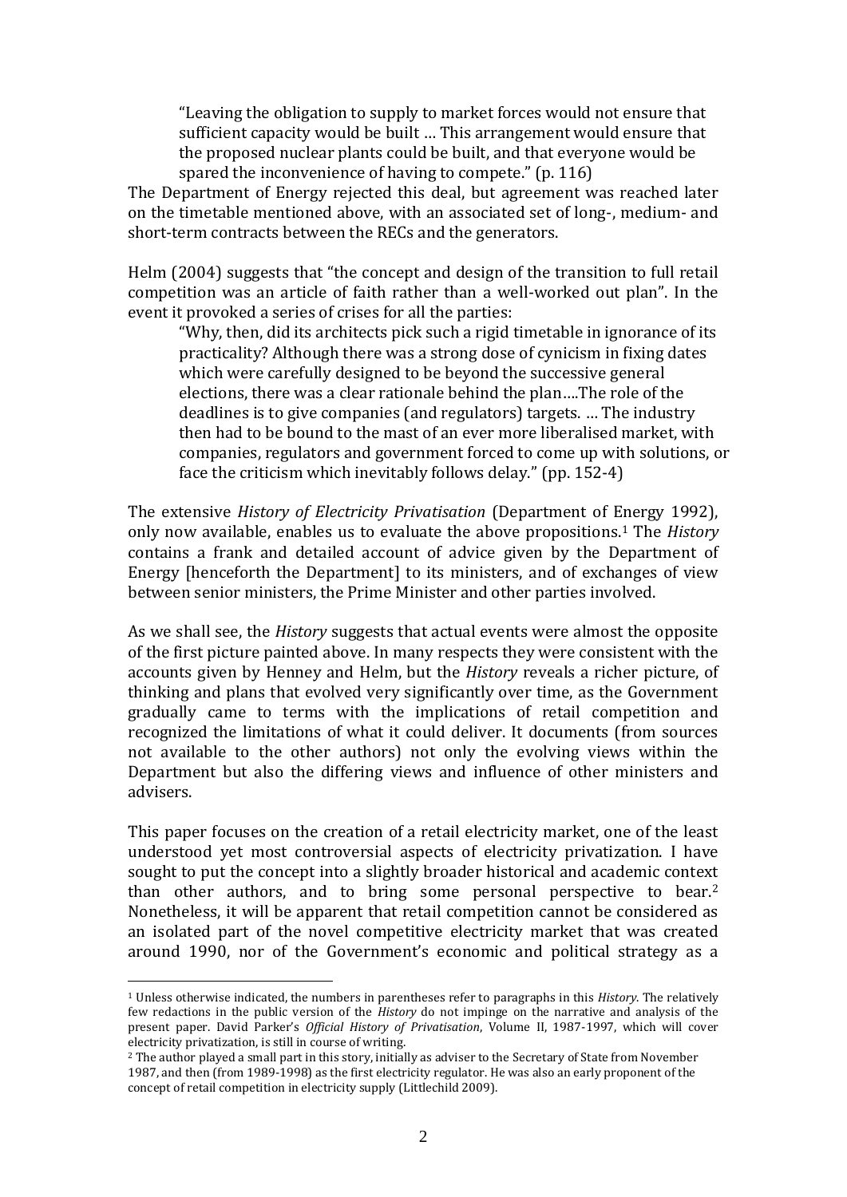> "Leaving the obligation to supply to market forces would not ensure that sufficient capacity would be built … This arrangement would ensure that the proposed nuclear plants could be built, and that everyone would be spared the inconvenience of having to compete." (p. 116)

The Department of Energy rejected this deal, but agreement was reached later on the timetable mentioned above, with an associated set of long-, medium- and short-term contracts between the RECs and the generators.

Helm (2004) suggests that "the concept and design of the transition to full retail competition was an article of faith rather than a well-worked out plan". In the event it provoked a series of crises for all the parties:

> "Why, then, did its architects pick such a rigid timetable in ignorance of its practicality? Although there was a strong dose of cynicism in fixing dates which were carefully designed to be beyond the successive general elections, there was a clear rationale behind the plan….The role of the deadlines is to give companies (and regulators) targets. … The industry then had to be bound to the mast of an ever more liberalised market, with companies, regulators and government forced to come up with solutions, or face the criticism which inevitably follows delay." (pp. 152-4)

The extensive *History of Electricity Privatisation* (Department of Energy 1992), only now available, enables us to evaluate the above propositions.[1] The *History* contains a frank and detailed account of advice given by the Department of Energy [henceforth the Department] to its ministers, and of exchanges of view between senior ministers, the Prime Minister and other parties involved.

As we shall see, the *History* suggests that actual events were almost the opposite of the first picture painted above. In many respects they were consistent with the accounts given by Henney and Helm, but the *History* reveals a richer picture, of thinking and plans that evolved very significantly over time, as the Government gradually came to terms with the implications of retail competition and recognized the limitations of what it could deliver. It documents (from sources not available to the other authors) not only the evolving views within the Department but also the differing views and influence of other ministers and advisers.

This paper focuses on the creation of a retail electricity market, one of the least understood yet most controversial aspects of electricity privatization. I have sought to put the concept into a slightly broader historical and academic context than other authors, and to bring some personal perspective to bear.[2] Nonetheless, it will be apparent that retail competition cannot be considered as an isolated part of the novel competitive electricity market that was created around 1990, nor of the Government's economic and political strategy as a

---

[1] Unless otherwise indicated, the numbers in parentheses refer to paragraphs in this *History*. The relatively few redactions in the public version of the *History* do not impinge on the narrative and analysis of the present paper. David Parker's *Official History of Privatisation*, Volume II, 1987-1997, which will cover electricity privatization, is still in course of writing.

[2] The author played a small part in this story, initially as adviser to the Secretary of State from November 1987, and then (from 1989-1998) as the first electricity regulator. He was also an early proponent of the concept of retail competition in electricity supply (Littlechild 2009).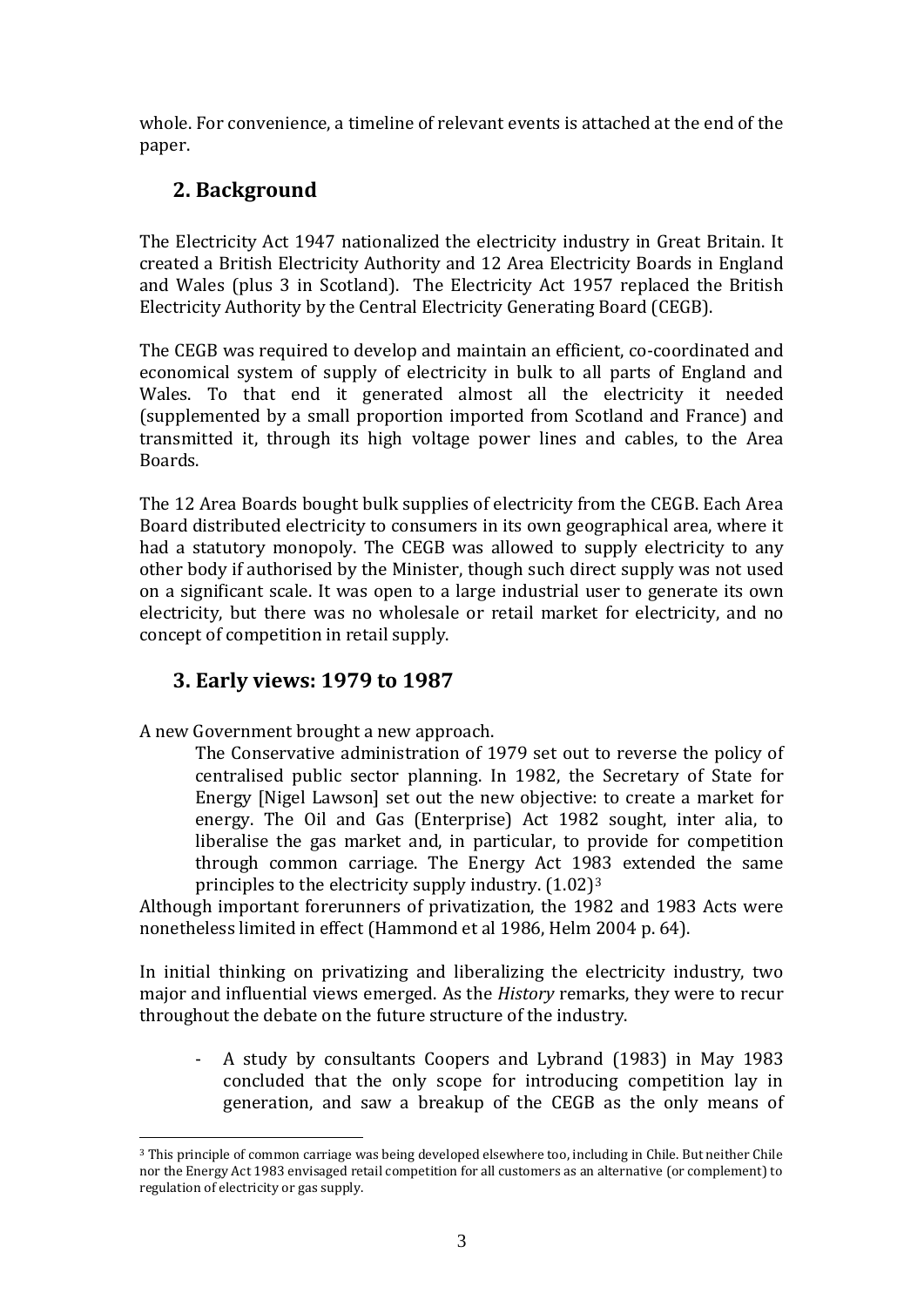whole. For convenience, a timeline of relevant events is attached at the end of the paper.

## 2. Background

The Electricity Act 1947 nationalized the electricity industry in Great Britain. It created a British Electricity Authority and 12 Area Electricity Boards in England and Wales (plus 3 in Scotland). The Electricity Act 1957 replaced the British Electricity Authority by the Central Electricity Generating Board (CEGB).

The CEGB was required to develop and maintain an efficient, co-coordinated and economical system of supply of electricity in bulk to all parts of England and Wales. To that end it generated almost all the electricity it needed (supplemented by a small proportion imported from Scotland and France) and transmitted it, through its high voltage power lines and cables, to the Area Boards.

The 12 Area Boards bought bulk supplies of electricity from the CEGB. Each Area Board distributed electricity to consumers in its own geographical area, where it had a statutory monopoly. The CEGB was allowed to supply electricity to any other body if authorised by the Minister, though such direct supply was not used on a significant scale. It was open to a large industrial user to generate its own electricity, but there was no wholesale or retail market for electricity, and no concept of competition in retail supply.

## 3. Early views: 1979 to 1987

A new Government brought a new approach.

> The Conservative administration of 1979 set out to reverse the policy of centralised public sector planning. In 1982, the Secretary of State for Energy [Nigel Lawson] set out the new objective: to create a market for energy. The Oil and Gas (Enterprise) Act 1982 sought, inter alia, to liberalise the gas market and, in particular, to provide for competition through common carriage. The Energy Act 1983 extended the same principles to the electricity supply industry. (1.02)[3]

Although important forerunners of privatization, the 1982 and 1983 Acts were nonetheless limited in effect (Hammond et al 1986, Helm 2004 p. 64).

In initial thinking on privatizing and liberalizing the electricity industry, two major and influential views emerged. As the *History* remarks, they were to recur throughout the debate on the future structure of the industry.

- A study by consultants Coopers and Lybrand (1983) in May 1983 concluded that the only scope for introducing competition lay in generation, and saw a breakup of the CEGB as the only means of

[3] This principle of common carriage was being developed elsewhere too, including in Chile. But neither Chile nor the Energy Act 1983 envisaged retail competition for all customers as an alternative (or complement) to regulation of electricity or gas supply.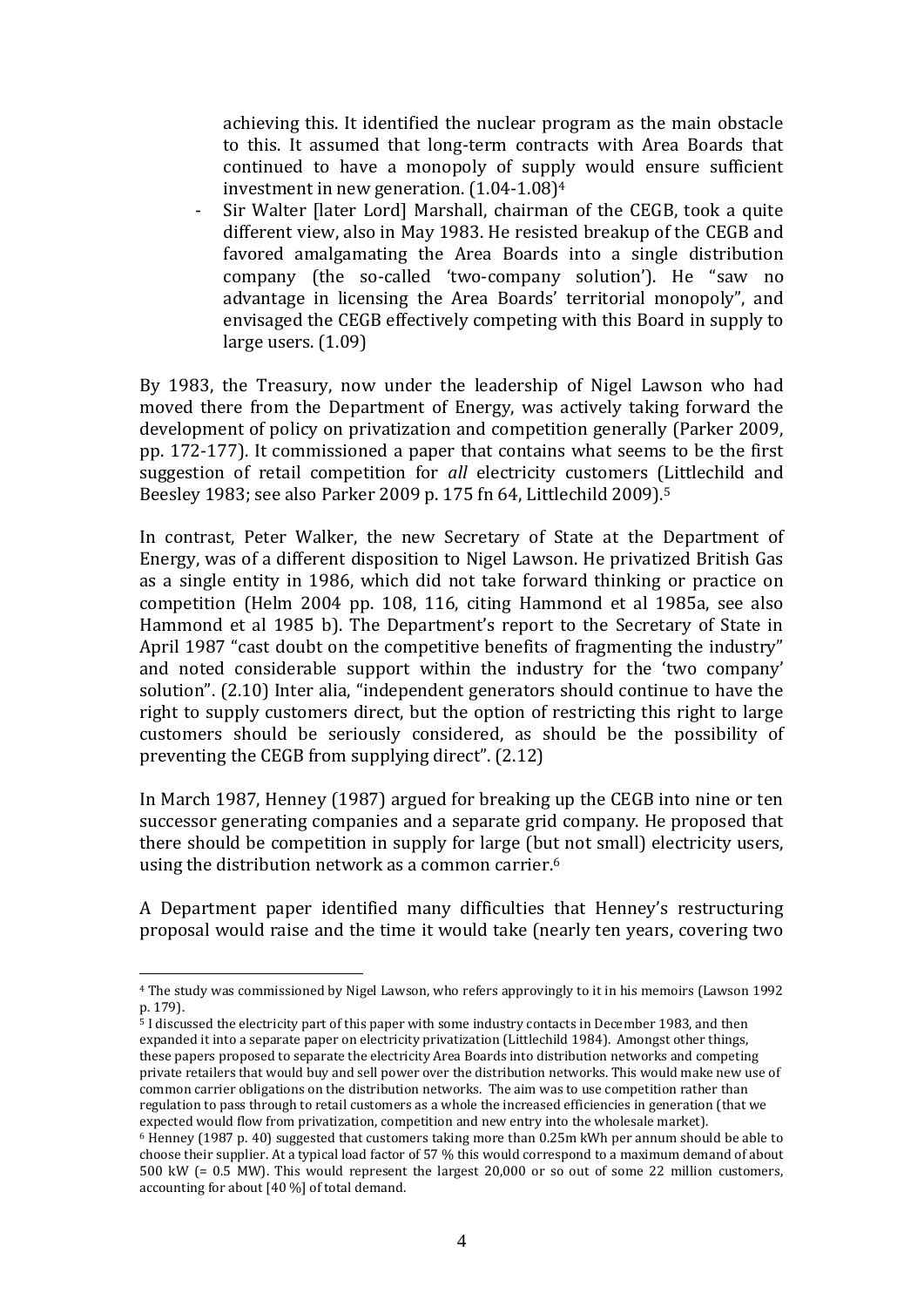achieving this. It identified the nuclear program as the main obstacle to this. It assumed that long-term contracts with Area Boards that continued to have a monopoly of supply would ensure sufficient investment in new generation. (1.04-1.08)[4]

- Sir Walter [later Lord] Marshall, chairman of the CEGB, took a quite different view, also in May 1983. He resisted breakup of the CEGB and favored amalgamating the Area Boards into a single distribution company (the so-called 'two-company solution'). He "saw no advantage in licensing the Area Boards' territorial monopoly", and envisaged the CEGB effectively competing with this Board in supply to large users. (1.09)

By 1983, the Treasury, now under the leadership of Nigel Lawson who had moved there from the Department of Energy, was actively taking forward the development of policy on privatization and competition generally (Parker 2009, pp. 172-177). It commissioned a paper that contains what seems to be the first suggestion of retail competition for *all* electricity customers (Littlechild and Beesley 1983; see also Parker 2009 p. 175 fn 64, Littlechild 2009).[5]

In contrast, Peter Walker, the new Secretary of State at the Department of Energy, was of a different disposition to Nigel Lawson. He privatized British Gas as a single entity in 1986, which did not take forward thinking or practice on competition (Helm 2004 pp. 108, 116, citing Hammond et al 1985a, see also Hammond et al 1985 b). The Department's report to the Secretary of State in April 1987 "cast doubt on the competitive benefits of fragmenting the industry" and noted considerable support within the industry for the 'two company' solution". (2.10) Inter alia, "independent generators should continue to have the right to supply customers direct, but the option of restricting this right to large customers should be seriously considered, as should be the possibility of preventing the CEGB from supplying direct". (2.12)

In March 1987, Henney (1987) argued for breaking up the CEGB into nine or ten successor generating companies and a separate grid company. He proposed that there should be competition in supply for large (but not small) electricity users, using the distribution network as a common carrier.[6]

A Department paper identified many difficulties that Henney's restructuring proposal would raise and the time it would take (nearly ten years, covering two

---

[4] The study was commissioned by Nigel Lawson, who refers approvingly to it in his memoirs (Lawson 1992 p. 179).

[5] I discussed the electricity part of this paper with some industry contacts in December 1983, and then expanded it into a separate paper on electricity privatization (Littlechild 1984). Amongst other things, these papers proposed to separate the electricity Area Boards into distribution networks and competing private retailers that would buy and sell power over the distribution networks. This would make new use of common carrier obligations on the distribution networks. The aim was to use competition rather than regulation to pass through to retail customers as a whole the increased efficiencies in generation (that we expected would flow from privatization, competition and new entry into the wholesale market).

[6] Henney (1987 p. 40) suggested that customers taking more than 0.25m kWh per annum should be able to choose their supplier. At a typical load factor of 57 % this would correspond to a maximum demand of about 500 kW (= 0.5 MW). This would represent the largest 20,000 or so out of some 22 million customers, accounting for about [40 %] of total demand.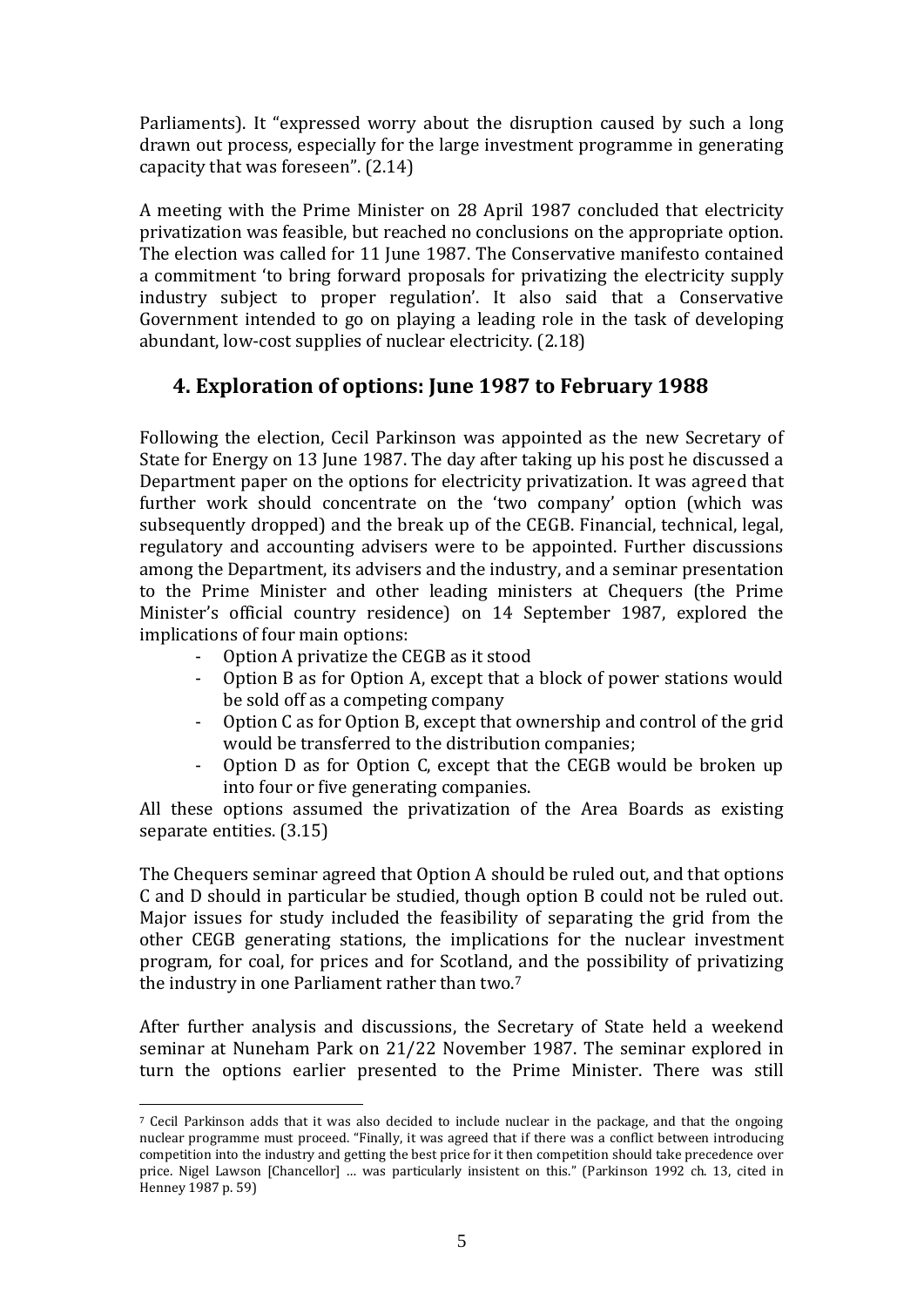Parliaments). It "expressed worry about the disruption caused by such a long drawn out process, especially for the large investment programme in generating capacity that was foreseen". (2.14)

A meeting with the Prime Minister on 28 April 1987 concluded that electricity privatization was feasible, but reached no conclusions on the appropriate option. The election was called for 11 June 1987. The Conservative manifesto contained a commitment 'to bring forward proposals for privatizing the electricity supply industry subject to proper regulation'. It also said that a Conservative Government intended to go on playing a leading role in the task of developing abundant, low-cost supplies of nuclear electricity. (2.18)

## 4. Exploration of options: June 1987 to February 1988

Following the election, Cecil Parkinson was appointed as the new Secretary of State for Energy on 13 June 1987. The day after taking up his post he discussed a Department paper on the options for electricity privatization. It was agreed that further work should concentrate on the 'two company' option (which was subsequently dropped) and the break up of the CEGB. Financial, technical, legal, regulatory and accounting advisers were to be appointed. Further discussions among the Department, its advisers and the industry, and a seminar presentation to the Prime Minister and other leading ministers at Chequers (the Prime Minister's official country residence) on 14 September 1987, explored the implications of four main options:

- Option A privatize the CEGB as it stood
- Option B as for Option A, except that a block of power stations would be sold off as a competing company
- Option C as for Option B, except that ownership and control of the grid would be transferred to the distribution companies;
- Option D as for Option C, except that the CEGB would be broken up into four or five generating companies.

All these options assumed the privatization of the Area Boards as existing separate entities. (3.15)

The Chequers seminar agreed that Option A should be ruled out, and that options C and D should in particular be studied, though option B could not be ruled out. Major issues for study included the feasibility of separating the grid from the other CEGB generating stations, the implications for the nuclear investment program, for coal, for prices and for Scotland, and the possibility of privatizing the industry in one Parliament rather than two.[7]

After further analysis and discussions, the Secretary of State held a weekend seminar at Nuneham Park on 21/22 November 1987. The seminar explored in turn the options earlier presented to the Prime Minister. There was still

---

[7] Cecil Parkinson adds that it was also decided to include nuclear in the package, and that the ongoing nuclear programme must proceed. "Finally, it was agreed that if there was a conflict between introducing competition into the industry and getting the best price for it then competition should take precedence over price. Nigel Lawson [Chancellor] … was particularly insistent on this." (Parkinson 1992 ch. 13, cited in Henney 1987 p. 59)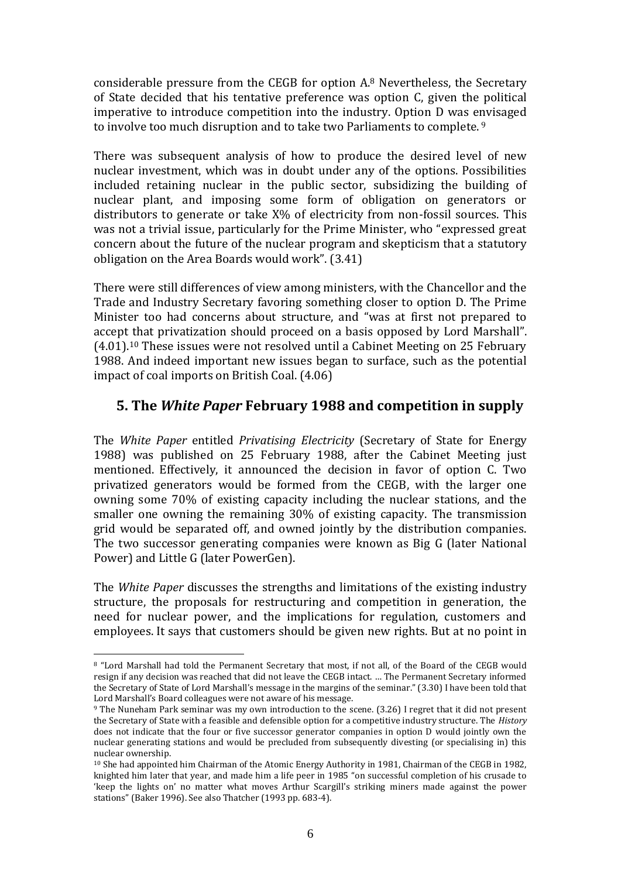considerable pressure from the CEGB for option A.[8] Nevertheless, the Secretary of State decided that his tentative preference was option C, given the political imperative to introduce competition into the industry. Option D was envisaged to involve too much disruption and to take two Parliaments to complete. [9]

There was subsequent analysis of how to produce the desired level of new nuclear investment, which was in doubt under any of the options. Possibilities included retaining nuclear in the public sector, subsidizing the building of nuclear plant, and imposing some form of obligation on generators or distributors to generate or take X% of electricity from non-fossil sources. This was not a trivial issue, particularly for the Prime Minister, who "expressed great concern about the future of the nuclear program and skepticism that a statutory obligation on the Area Boards would work". (3.41)

There were still differences of view among ministers, with the Chancellor and the Trade and Industry Secretary favoring something closer to option D. The Prime Minister too had concerns about structure, and "was at first not prepared to accept that privatization should proceed on a basis opposed by Lord Marshall". (4.01).[10] These issues were not resolved until a Cabinet Meeting on 25 February 1988. And indeed important new issues began to surface, such as the potential impact of coal imports on British Coal. (4.06)

## 5. The *White Paper* February 1988 and competition in supply

The *White Paper* entitled *Privatising Electricity* (Secretary of State for Energy 1988) was published on 25 February 1988, after the Cabinet Meeting just mentioned. Effectively, it announced the decision in favor of option C. Two privatized generators would be formed from the CEGB, with the larger one owning some 70% of existing capacity including the nuclear stations, and the smaller one owning the remaining 30% of existing capacity. The transmission grid would be separated off, and owned jointly by the distribution companies. The two successor generating companies were known as Big G (later National Power) and Little G (later PowerGen).

The *White Paper* discusses the strengths and limitations of the existing industry structure, the proposals for restructuring and competition in generation, the need for nuclear power, and the implications for regulation, customers and employees. It says that customers should be given new rights. But at no point in

---

[8] "Lord Marshall had told the Permanent Secretary that most, if not all, of the Board of the CEGB would resign if any decision was reached that did not leave the CEGB intact. … The Permanent Secretary informed the Secretary of State of Lord Marshall's message in the margins of the seminar." (3.30) I have been told that Lord Marshall's Board colleagues were not aware of his message.

[9] The Nuneham Park seminar was my own introduction to the scene. (3.26) I regret that it did not present the Secretary of State with a feasible and defensible option for a competitive industry structure. The *History* does not indicate that the four or five successor generator companies in option D would jointly own the nuclear generating stations and would be precluded from subsequently divesting (or specialising in) this nuclear ownership.

[10] She had appointed him Chairman of the Atomic Energy Authority in 1981, Chairman of the CEGB in 1982, knighted him later that year, and made him a life peer in 1985 "on successful completion of his crusade to 'keep the lights on' no matter what moves Arthur Scargill's striking miners made against the power stations" (Baker 1996). See also Thatcher (1993 pp. 683-4).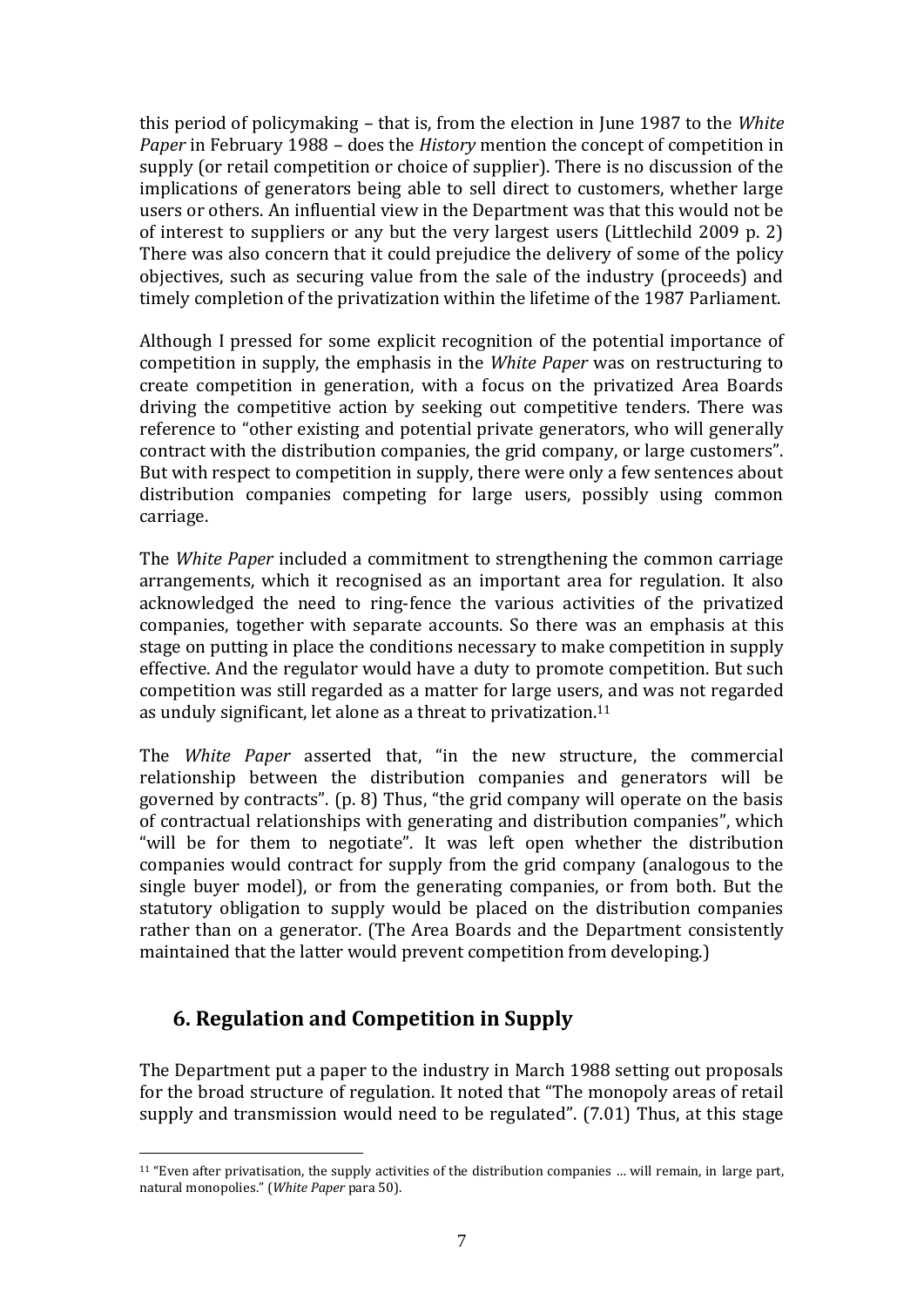this period of policymaking – that is, from the election in June 1987 to the *White Paper* in February 1988 – does the *History* mention the concept of competition in supply (or retail competition or choice of supplier). There is no discussion of the implications of generators being able to sell direct to customers, whether large users or others. An influential view in the Department was that this would not be of interest to suppliers or any but the very largest users (Littlechild 2009 p. 2) There was also concern that it could prejudice the delivery of some of the policy objectives, such as securing value from the sale of the industry (proceeds) and timely completion of the privatization within the lifetime of the 1987 Parliament.

Although I pressed for some explicit recognition of the potential importance of competition in supply, the emphasis in the *White Paper* was on restructuring to create competition in generation, with a focus on the privatized Area Boards driving the competitive action by seeking out competitive tenders. There was reference to "other existing and potential private generators, who will generally contract with the distribution companies, the grid company, or large customers". But with respect to competition in supply, there were only a few sentences about distribution companies competing for large users, possibly using common carriage.

The *White Paper* included a commitment to strengthening the common carriage arrangements, which it recognised as an important area for regulation. It also acknowledged the need to ring-fence the various activities of the privatized companies, together with separate accounts. So there was an emphasis at this stage on putting in place the conditions necessary to make competition in supply effective. And the regulator would have a duty to promote competition. But such competition was still regarded as a matter for large users, and was not regarded as unduly significant, let alone as a threat to privatization.[11]

The *White Paper* asserted that, "in the new structure, the commercial relationship between the distribution companies and generators will be governed by contracts". (p. 8) Thus, "the grid company will operate on the basis of contractual relationships with generating and distribution companies", which "will be for them to negotiate". It was left open whether the distribution companies would contract for supply from the grid company (analogous to the single buyer model), or from the generating companies, or from both. But the statutory obligation to supply would be placed on the distribution companies rather than on a generator. (The Area Boards and the Department consistently maintained that the latter would prevent competition from developing.)

## 6. Regulation and Competition in Supply

The Department put a paper to the industry in March 1988 setting out proposals for the broad structure of regulation. It noted that "The monopoly areas of retail supply and transmission would need to be regulated". (7.01) Thus, at this stage

---

[11] "Even after privatisation, the supply activities of the distribution companies … will remain, in large part, natural monopolies." (*White Paper* para 50).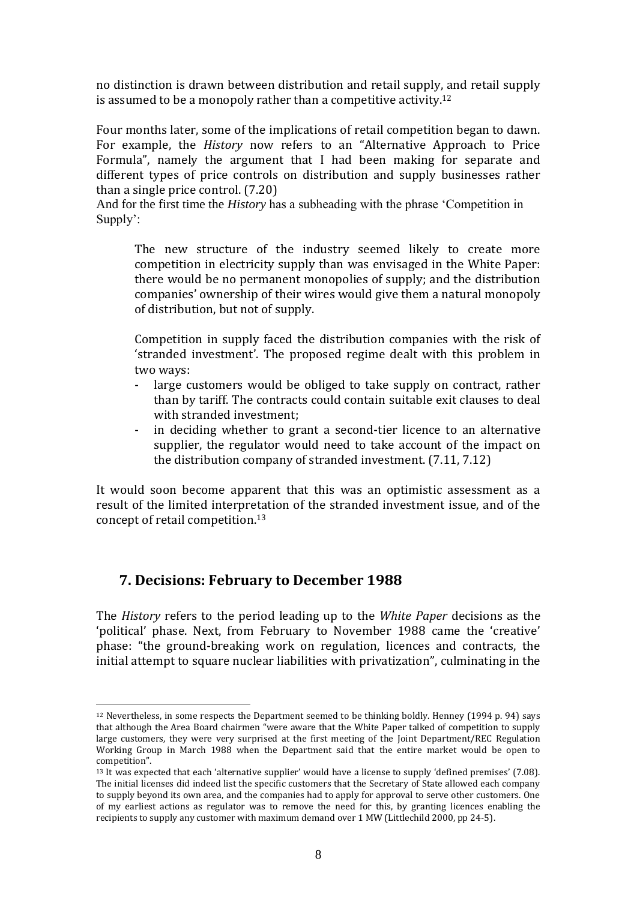no distinction is drawn between distribution and retail supply, and retail supply is assumed to be a monopoly rather than a competitive activity.[12]

Four months later, some of the implications of retail competition began to dawn. For example, the *History* now refers to an "Alternative Approach to Price Formula", namely the argument that I had been making for separate and different types of price controls on distribution and supply businesses rather than a single price control. (7.20)

And for the first time the *History* has a subheading with the phrase 'Competition in Supply':

> The new structure of the industry seemed likely to create more competition in electricity supply than was envisaged in the White Paper: there would be no permanent monopolies of supply; and the distribution companies' ownership of their wires would give them a natural monopoly of distribution, but not of supply.
>
> Competition in supply faced the distribution companies with the risk of 'stranded investment'. The proposed regime dealt with this problem in two ways:
>
> - large customers would be obliged to take supply on contract, rather than by tariff. The contracts could contain suitable exit clauses to deal with stranded investment;
> - in deciding whether to grant a second-tier licence to an alternative supplier, the regulator would need to take account of the impact on the distribution company of stranded investment. (7.11, 7.12)

It would soon become apparent that this was an optimistic assessment as a result of the limited interpretation of the stranded investment issue, and of the concept of retail competition.[13]

## 7. Decisions: February to December 1988

The *History* refers to the period leading up to the *White Paper* decisions as the 'political' phase. Next, from February to November 1988 came the 'creative' phase: "the ground-breaking work on regulation, licences and contracts, the initial attempt to square nuclear liabilities with privatization", culminating in the

---

[12] Nevertheless, in some respects the Department seemed to be thinking boldly. Henney (1994 p. 94) says that although the Area Board chairmen "were aware that the White Paper talked of competition to supply large customers, they were very surprised at the first meeting of the Joint Department/REC Regulation Working Group in March 1988 when the Department said that the entire market would be open to competition".

[13] It was expected that each 'alternative supplier' would have a license to supply 'defined premises' (7.08). The initial licenses did indeed list the specific customers that the Secretary of State allowed each company to supply beyond its own area, and the companies had to apply for approval to serve other customers. One of my earliest actions as regulator was to remove the need for this, by granting licences enabling the recipients to supply any customer with maximum demand over 1 MW (Littlechild 2000, pp 24-5).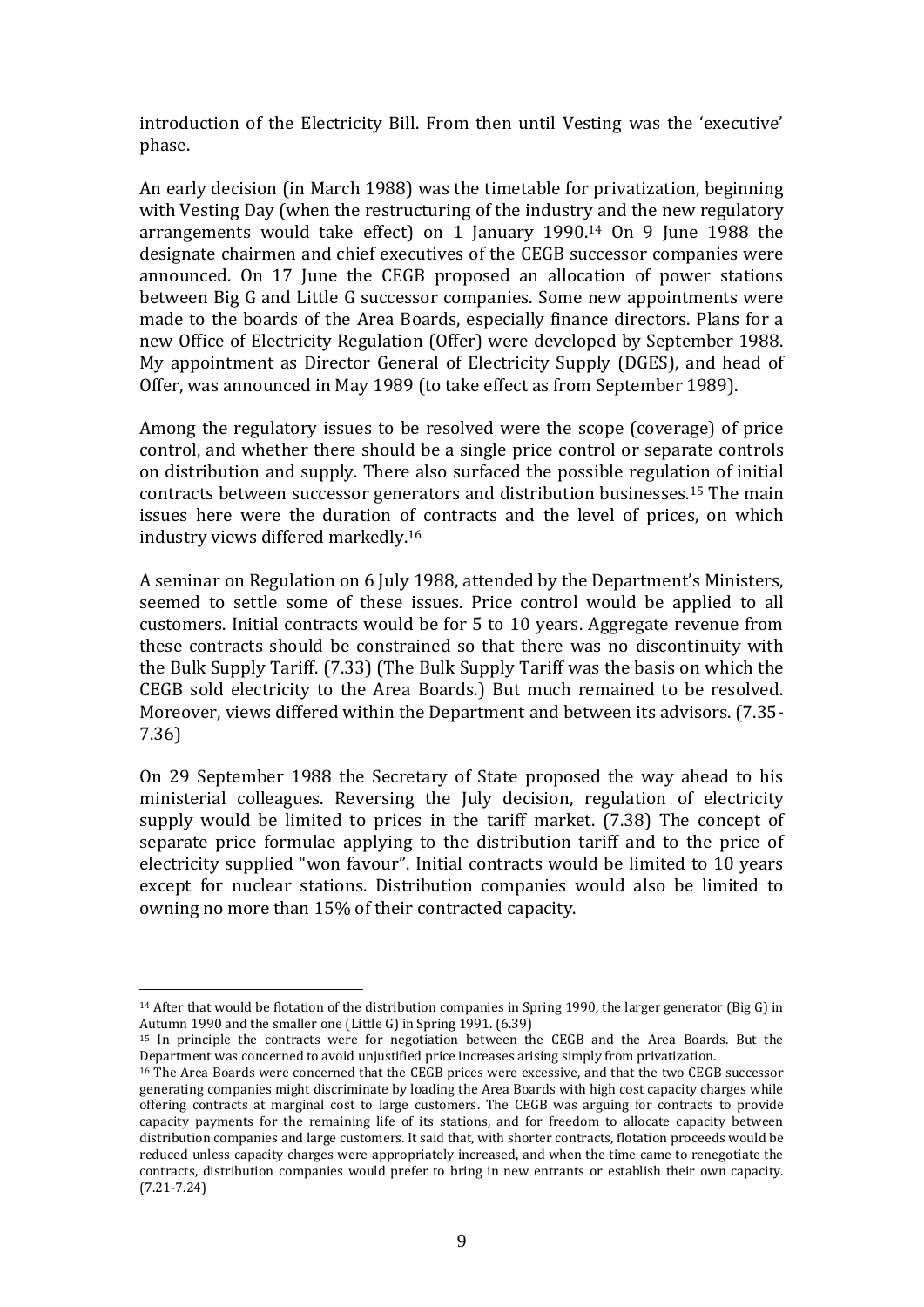introduction of the Electricity Bill. From then until Vesting was the 'executive' phase.

An early decision (in March 1988) was the timetable for privatization, beginning with Vesting Day (when the restructuring of the industry and the new regulatory arrangements would take effect) on 1 January 1990.[14] On 9 June 1988 the designate chairmen and chief executives of the CEGB successor companies were announced. On 17 June the CEGB proposed an allocation of power stations between Big G and Little G successor companies. Some new appointments were made to the boards of the Area Boards, especially finance directors. Plans for a new Office of Electricity Regulation (Offer) were developed by September 1988. My appointment as Director General of Electricity Supply (DGES), and head of Offer, was announced in May 1989 (to take effect as from September 1989).

Among the regulatory issues to be resolved were the scope (coverage) of price control, and whether there should be a single price control or separate controls on distribution and supply. There also surfaced the possible regulation of initial contracts between successor generators and distribution businesses.[15] The main issues here were the duration of contracts and the level of prices, on which industry views differed markedly.[16]

A seminar on Regulation on 6 July 1988, attended by the Department's Ministers, seemed to settle some of these issues. Price control would be applied to all customers. Initial contracts would be for 5 to 10 years. Aggregate revenue from these contracts should be constrained so that there was no discontinuity with the Bulk Supply Tariff. (7.33) (The Bulk Supply Tariff was the basis on which the CEGB sold electricity to the Area Boards.) But much remained to be resolved. Moreover, views differed within the Department and between its advisors. (7.35-7.36)

On 29 September 1988 the Secretary of State proposed the way ahead to his ministerial colleagues. Reversing the July decision, regulation of electricity supply would be limited to prices in the tariff market. (7.38) The concept of separate price formulae applying to the distribution tariff and to the price of electricity supplied "won favour". Initial contracts would be limited to 10 years except for nuclear stations. Distribution companies would also be limited to owning no more than 15% of their contracted capacity.

---

[14] After that would be flotation of the distribution companies in Spring 1990, the larger generator (Big G) in Autumn 1990 and the smaller one (Little G) in Spring 1991. (6.39)

[15] In principle the contracts were for negotiation between the CEGB and the Area Boards. But the Department was concerned to avoid unjustified price increases arising simply from privatization.

[16] The Area Boards were concerned that the CEGB prices were excessive, and that the two CEGB successor generating companies might discriminate by loading the Area Boards with high cost capacity charges while offering contracts at marginal cost to large customers. The CEGB was arguing for contracts to provide capacity payments for the remaining life of its stations, and for freedom to allocate capacity between distribution companies and large customers. It said that, with shorter contracts, flotation proceeds would be reduced unless capacity charges were appropriately increased, and when the time came to renegotiate the contracts, distribution companies would prefer to bring in new entrants or establish their own capacity. (7.21-7.24)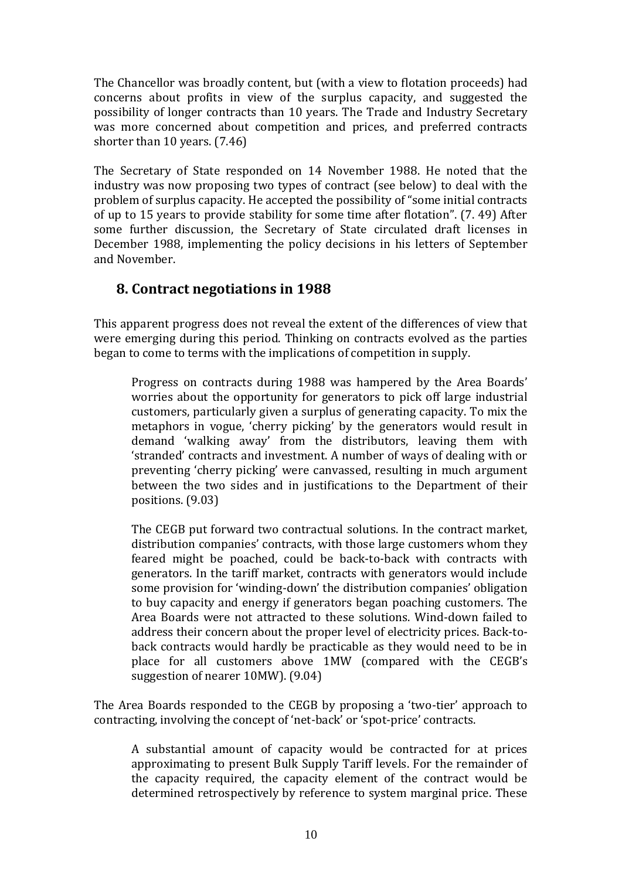The Chancellor was broadly content, but (with a view to flotation proceeds) had concerns about profits in view of the surplus capacity, and suggested the possibility of longer contracts than 10 years. The Trade and Industry Secretary was more concerned about competition and prices, and preferred contracts shorter than 10 years. (7.46)

The Secretary of State responded on 14 November 1988. He noted that the industry was now proposing two types of contract (see below) to deal with the problem of surplus capacity. He accepted the possibility of "some initial contracts of up to 15 years to provide stability for some time after flotation". (7. 49) After some further discussion, the Secretary of State circulated draft licenses in December 1988, implementing the policy decisions in his letters of September and November.

## 8. Contract negotiations in 1988

This apparent progress does not reveal the extent of the differences of view that were emerging during this period. Thinking on contracts evolved as the parties began to come to terms with the implications of competition in supply.

> Progress on contracts during 1988 was hampered by the Area Boards' worries about the opportunity for generators to pick off large industrial customers, particularly given a surplus of generating capacity. To mix the metaphors in vogue, 'cherry picking' by the generators would result in demand 'walking away' from the distributors, leaving them with 'stranded' contracts and investment. A number of ways of dealing with or preventing 'cherry picking' were canvassed, resulting in much argument between the two sides and in justifications to the Department of their positions. (9.03)
>
> The CEGB put forward two contractual solutions. In the contract market, distribution companies' contracts, with those large customers whom they feared might be poached, could be back-to-back with contracts with generators. In the tariff market, contracts with generators would include some provision for 'winding-down' the distribution companies' obligation to buy capacity and energy if generators began poaching customers. The Area Boards were not attracted to these solutions. Wind-down failed to address their concern about the proper level of electricity prices. Back-to-back contracts would hardly be practicable as they would need to be in place for all customers above 1MW (compared with the CEGB's suggestion of nearer 10MW). (9.04)

The Area Boards responded to the CEGB by proposing a 'two-tier' approach to contracting, involving the concept of 'net-back' or 'spot-price' contracts.

> A substantial amount of capacity would be contracted for at prices approximating to present Bulk Supply Tariff levels. For the remainder of the capacity required, the capacity element of the contract would be determined retrospectively by reference to system marginal price. These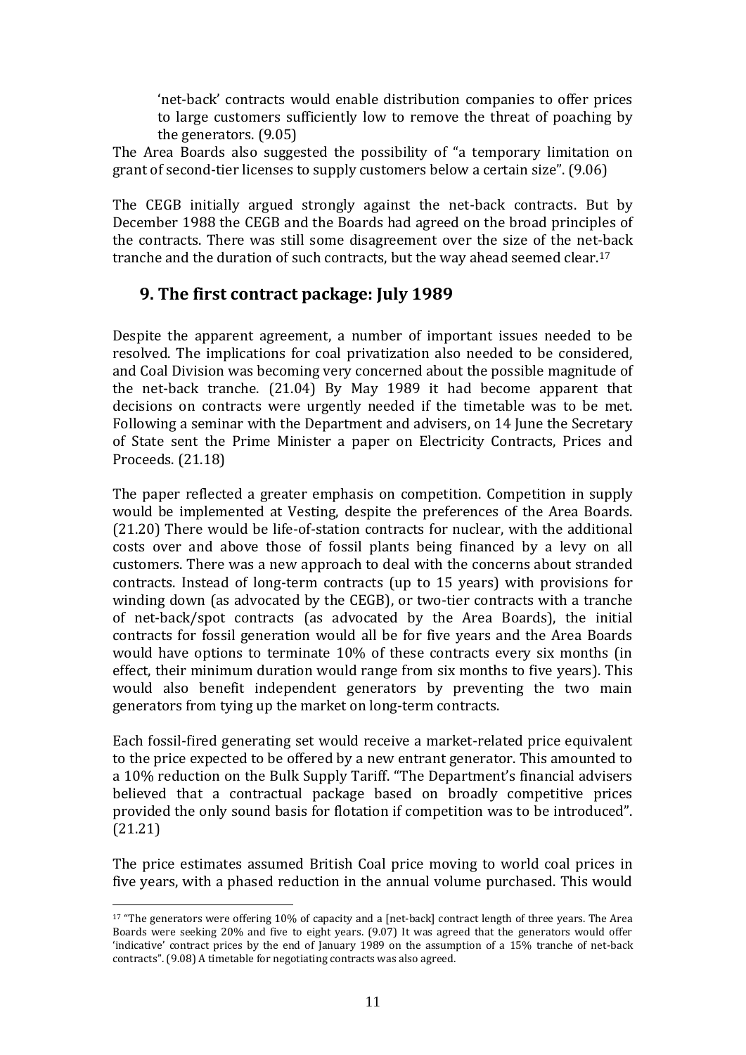> 'net-back' contracts would enable distribution companies to offer prices to large customers sufficiently low to remove the threat of poaching by the generators. (9.05)

The Area Boards also suggested the possibility of "a temporary limitation on grant of second-tier licenses to supply customers below a certain size". (9.06)

The CEGB initially argued strongly against the net-back contracts. But by December 1988 the CEGB and the Boards had agreed on the broad principles of the contracts. There was still some disagreement over the size of the net-back tranche and the duration of such contracts, but the way ahead seemed clear.[17]

## 9. The first contract package: July 1989

Despite the apparent agreement, a number of important issues needed to be resolved. The implications for coal privatization also needed to be considered, and Coal Division was becoming very concerned about the possible magnitude of the net-back tranche. (21.04) By May 1989 it had become apparent that decisions on contracts were urgently needed if the timetable was to be met. Following a seminar with the Department and advisers, on 14 June the Secretary of State sent the Prime Minister a paper on Electricity Contracts, Prices and Proceeds. (21.18)

The paper reflected a greater emphasis on competition. Competition in supply would be implemented at Vesting, despite the preferences of the Area Boards. (21.20) There would be life-of-station contracts for nuclear, with the additional costs over and above those of fossil plants being financed by a levy on all customers. There was a new approach to deal with the concerns about stranded contracts. Instead of long-term contracts (up to 15 years) with provisions for winding down (as advocated by the CEGB), or two-tier contracts with a tranche of net-back/spot contracts (as advocated by the Area Boards), the initial contracts for fossil generation would all be for five years and the Area Boards would have options to terminate 10% of these contracts every six months (in effect, their minimum duration would range from six months to five years). This would also benefit independent generators by preventing the two main generators from tying up the market on long-term contracts.

Each fossil-fired generating set would receive a market-related price equivalent to the price expected to be offered by a new entrant generator. This amounted to a 10% reduction on the Bulk Supply Tariff. "The Department's financial advisers believed that a contractual package based on broadly competitive prices provided the only sound basis for flotation if competition was to be introduced". (21.21)

The price estimates assumed British Coal price moving to world coal prices in five years, with a phased reduction in the annual volume purchased. This would

[17] "The generators were offering 10% of capacity and a [net-back] contract length of three years. The Area Boards were seeking 20% and five to eight years. (9.07) It was agreed that the generators would offer 'indicative' contract prices by the end of January 1989 on the assumption of a 15% tranche of net-back contracts". (9.08) A timetable for negotiating contracts was also agreed.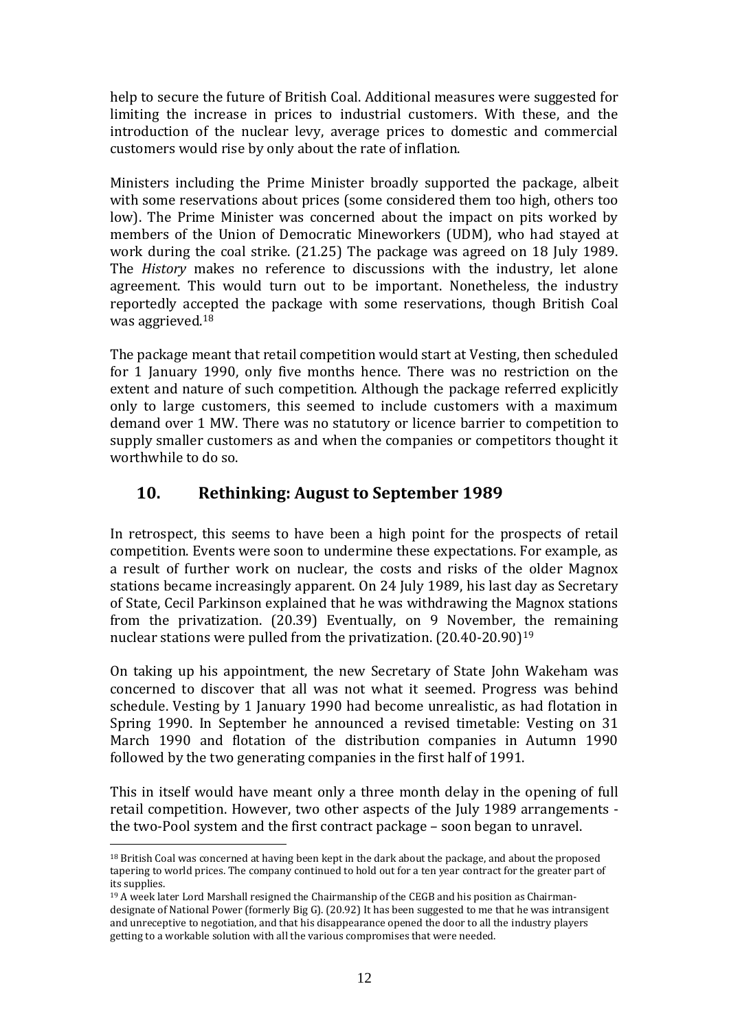help to secure the future of British Coal. Additional measures were suggested for limiting the increase in prices to industrial customers. With these, and the introduction of the nuclear levy, average prices to domestic and commercial customers would rise by only about the rate of inflation.

Ministers including the Prime Minister broadly supported the package, albeit with some reservations about prices (some considered them too high, others too low). The Prime Minister was concerned about the impact on pits worked by members of the Union of Democratic Mineworkers (UDM), who had stayed at work during the coal strike. (21.25) The package was agreed on 18 July 1989. The *History* makes no reference to discussions with the industry, let alone agreement. This would turn out to be important. Nonetheless, the industry reportedly accepted the package with some reservations, though British Coal was aggrieved.[18]

The package meant that retail competition would start at Vesting, then scheduled for 1 January 1990, only five months hence. There was no restriction on the extent and nature of such competition. Although the package referred explicitly only to large customers, this seemed to include customers with a maximum demand over 1 MW. There was no statutory or licence barrier to competition to supply smaller customers as and when the companies or competitors thought it worthwhile to do so.

## 10. Rethinking: August to September 1989

In retrospect, this seems to have been a high point for the prospects of retail competition. Events were soon to undermine these expectations. For example, as a result of further work on nuclear, the costs and risks of the older Magnox stations became increasingly apparent. On 24 July 1989, his last day as Secretary of State, Cecil Parkinson explained that he was withdrawing the Magnox stations from the privatization. (20.39) Eventually, on 9 November, the remaining nuclear stations were pulled from the privatization. (20.40-20.90)[19]

On taking up his appointment, the new Secretary of State John Wakeham was concerned to discover that all was not what it seemed. Progress was behind schedule. Vesting by 1 January 1990 had become unrealistic, as had flotation in Spring 1990. In September he announced a revised timetable: Vesting on 31 March 1990 and flotation of the distribution companies in Autumn 1990 followed by the two generating companies in the first half of 1991.

This in itself would have meant only a three month delay in the opening of full retail competition. However, two other aspects of the July 1989 arrangements - the two-Pool system and the first contract package – soon began to unravel.

---

[18] British Coal was concerned at having been kept in the dark about the package, and about the proposed tapering to world prices. The company continued to hold out for a ten year contract for the greater part of its supplies.

[19] A week later Lord Marshall resigned the Chairmanship of the CEGB and his position as Chairman-designate of National Power (formerly Big G). (20.92) It has been suggested to me that he was intransigent and unreceptive to negotiation, and that his disappearance opened the door to all the industry players getting to a workable solution with all the various compromises that were needed.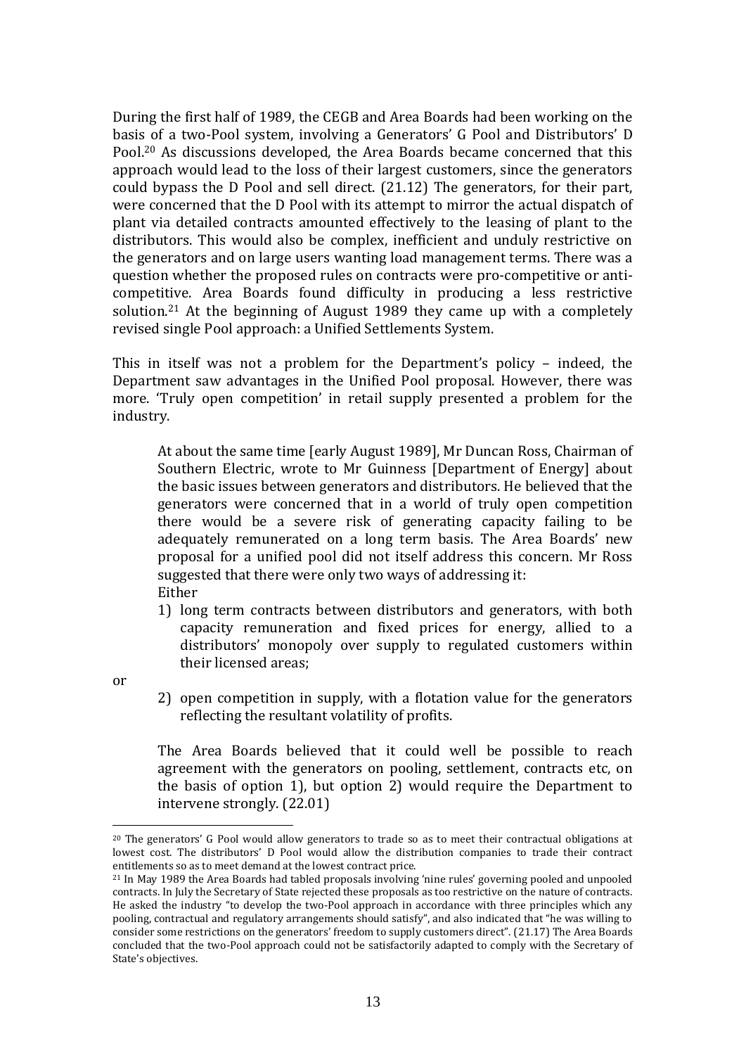During the first half of 1989, the CEGB and Area Boards had been working on the basis of a two-Pool system, involving a Generators' G Pool and Distributors' D Pool.[20] As discussions developed, the Area Boards became concerned that this approach would lead to the loss of their largest customers, since the generators could bypass the D Pool and sell direct. (21.12) The generators, for their part, were concerned that the D Pool with its attempt to mirror the actual dispatch of plant via detailed contracts amounted effectively to the leasing of plant to the distributors. This would also be complex, inefficient and unduly restrictive on the generators and on large users wanting load management terms. There was a question whether the proposed rules on contracts were pro-competitive or anti-competitive. Area Boards found difficulty in producing a less restrictive solution.[21] At the beginning of August 1989 they came up with a completely revised single Pool approach: a Unified Settlements System.

This in itself was not a problem for the Department's policy – indeed, the Department saw advantages in the Unified Pool proposal. However, there was more. 'Truly open competition' in retail supply presented a problem for the industry.

> At about the same time [early August 1989], Mr Duncan Ross, Chairman of Southern Electric, wrote to Mr Guinness [Department of Energy] about the basic issues between generators and distributors. He believed that the generators were concerned that in a world of truly open competition there would be a severe risk of generating capacity failing to be adequately remunerated on a long term basis. The Area Boards' new proposal for a unified pool did not itself address this concern. Mr Ross suggested that there were only two ways of addressing it:
>
> Either
>
> 1) long term contracts between distributors and generators, with both capacity remuneration and fixed prices for energy, allied to a distributors' monopoly over supply to regulated customers within their licensed areas;
>
> or
>
> 2) open competition in supply, with a flotation value for the generators reflecting the resultant volatility of profits.
>
> The Area Boards believed that it could well be possible to reach agreement with the generators on pooling, settlement, contracts etc, on the basis of option 1), but option 2) would require the Department to intervene strongly. (22.01)

---

[20] The generators' G Pool would allow generators to trade so as to meet their contractual obligations at lowest cost. The distributors' D Pool would allow the distribution companies to trade their contract entitlements so as to meet demand at the lowest contract price.

[21] In May 1989 the Area Boards had tabled proposals involving 'nine rules' governing pooled and unpooled contracts. In July the Secretary of State rejected these proposals as too restrictive on the nature of contracts. He asked the industry "to develop the two-Pool approach in accordance with three principles which any pooling, contractual and regulatory arrangements should satisfy", and also indicated that "he was willing to consider some restrictions on the generators' freedom to supply customers direct". (21.17) The Area Boards concluded that the two-Pool approach could not be satisfactorily adapted to comply with the Secretary of State's objectives.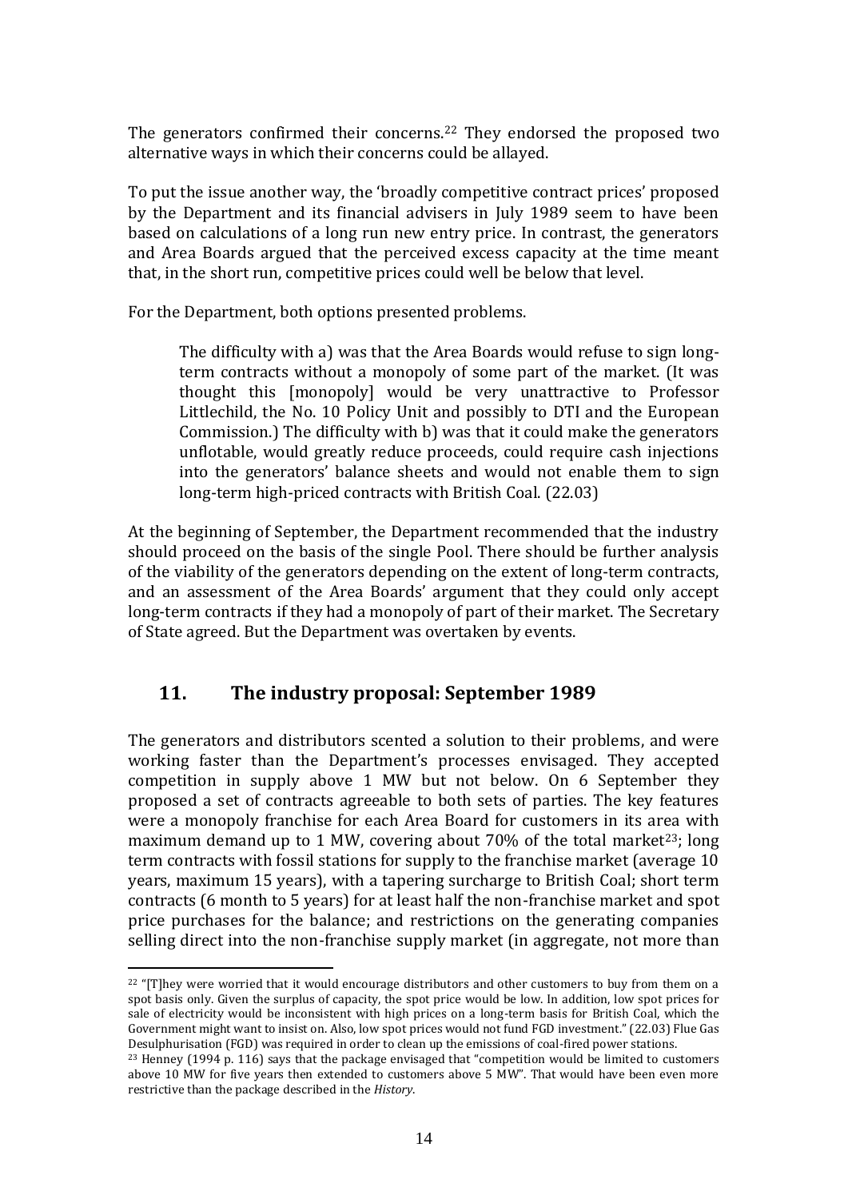The generators confirmed their concerns.[22] They endorsed the proposed two alternative ways in which their concerns could be allayed.

To put the issue another way, the 'broadly competitive contract prices' proposed by the Department and its financial advisers in July 1989 seem to have been based on calculations of a long run new entry price. In contrast, the generators and Area Boards argued that the perceived excess capacity at the time meant that, in the short run, competitive prices could well be below that level.

For the Department, both options presented problems.

> The difficulty with a) was that the Area Boards would refuse to sign long-term contracts without a monopoly of some part of the market. (It was thought this [monopoly] would be very unattractive to Professor Littlechild, the No. 10 Policy Unit and possibly to DTI and the European Commission.) The difficulty with b) was that it could make the generators unflotable, would greatly reduce proceeds, could require cash injections into the generators' balance sheets and would not enable them to sign long-term high-priced contracts with British Coal. (22.03)

At the beginning of September, the Department recommended that the industry should proceed on the basis of the single Pool. There should be further analysis of the viability of the generators depending on the extent of long-term contracts, and an assessment of the Area Boards' argument that they could only accept long-term contracts if they had a monopoly of part of their market. The Secretary of State agreed. But the Department was overtaken by events.

## 11. The industry proposal: September 1989

The generators and distributors scented a solution to their problems, and were working faster than the Department's processes envisaged. They accepted competition in supply above 1 MW but not below. On 6 September they proposed a set of contracts agreeable to both sets of parties. The key features were a monopoly franchise for each Area Board for customers in its area with maximum demand up to 1 MW, covering about 70% of the total market[23]; long term contracts with fossil stations for supply to the franchise market (average 10 years, maximum 15 years), with a tapering surcharge to British Coal; short term contracts (6 month to 5 years) for at least half the non-franchise market and spot price purchases for the balance; and restrictions on the generating companies selling direct into the non-franchise supply market (in aggregate, not more than

---

[22] "[T]hey were worried that it would encourage distributors and other customers to buy from them on a spot basis only. Given the surplus of capacity, the spot price would be low. In addition, low spot prices for sale of electricity would be inconsistent with high prices on a long-term basis for British Coal, which the Government might want to insist on. Also, low spot prices would not fund FGD investment." (22.03) Flue Gas Desulphurisation (FGD) was required in order to clean up the emissions of coal-fired power stations.

[23] Henney (1994 p. 116) says that the package envisaged that "competition would be limited to customers above 10 MW for five years then extended to customers above 5 MW". That would have been even more restrictive than the package described in the *History*.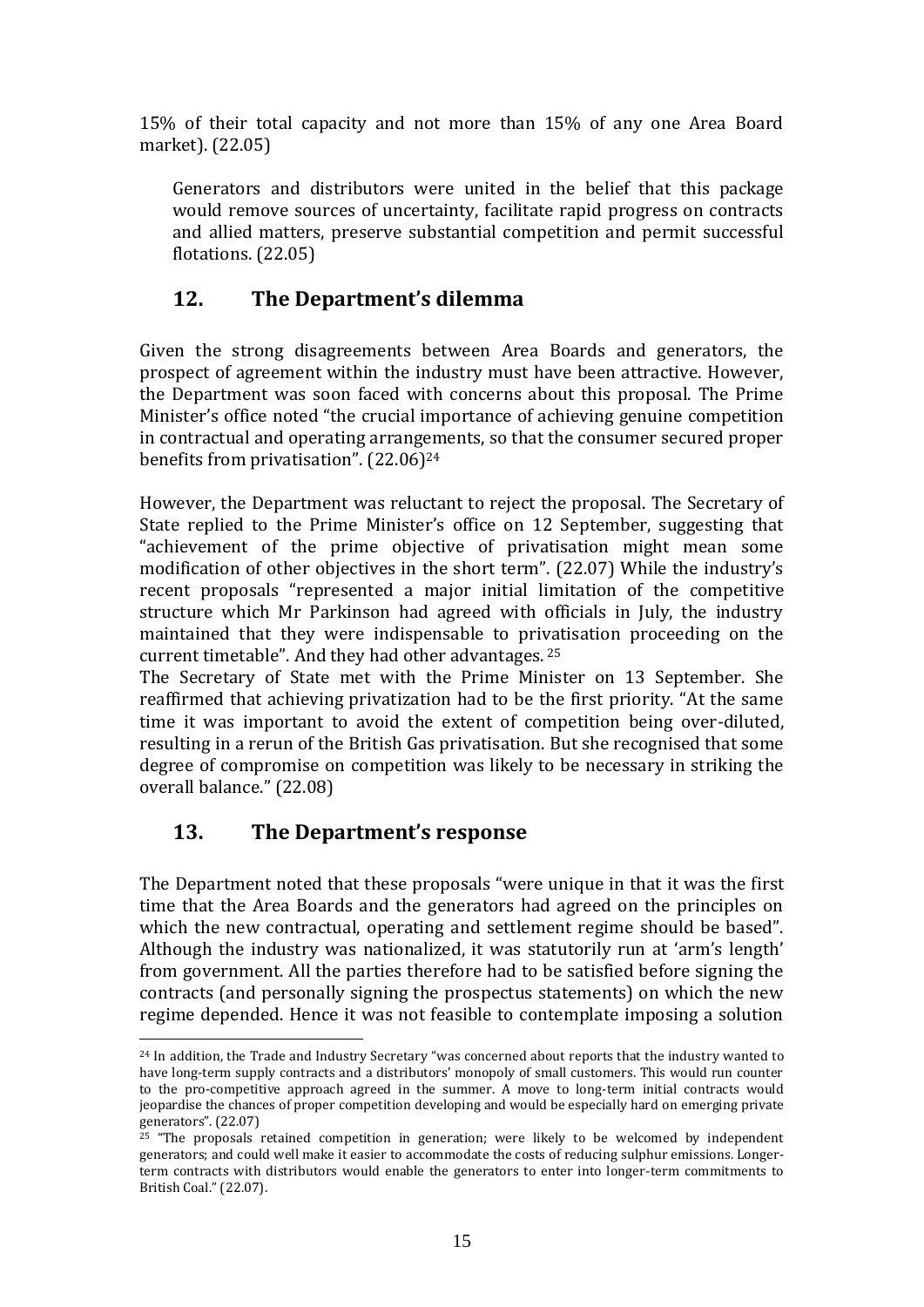15% of their total capacity and not more than 15% of any one Area Board market). (22.05)

> Generators and distributors were united in the belief that this package would remove sources of uncertainty, facilitate rapid progress on contracts and allied matters, preserve substantial competition and permit successful flotations. (22.05)

## 12. The Department's dilemma

Given the strong disagreements between Area Boards and generators, the prospect of agreement within the industry must have been attractive. However, the Department was soon faced with concerns about this proposal. The Prime Minister's office noted "the crucial importance of achieving genuine competition in contractual and operating arrangements, so that the consumer secured proper benefits from privatisation". (22.06)[24]

However, the Department was reluctant to reject the proposal. The Secretary of State replied to the Prime Minister's office on 12 September, suggesting that "achievement of the prime objective of privatisation might mean some modification of other objectives in the short term". (22.07) While the industry's recent proposals "represented a major initial limitation of the competitive structure which Mr Parkinson had agreed with officials in July, the industry maintained that they were indispensable to privatisation proceeding on the current timetable". And they had other advantages.[25]

The Secretary of State met with the Prime Minister on 13 September. She reaffirmed that achieving privatization had to be the first priority. "At the same time it was important to avoid the extent of competition being over-diluted, resulting in a rerun of the British Gas privatisation. But she recognised that some degree of compromise on competition was likely to be necessary in striking the overall balance." (22.08)

## 13. The Department's response

The Department noted that these proposals "were unique in that it was the first time that the Area Boards and the generators had agreed on the principles on which the new contractual, operating and settlement regime should be based". Although the industry was nationalized, it was statutorily run at 'arm's length' from government. All the parties therefore had to be satisfied before signing the contracts (and personally signing the prospectus statements) on which the new regime depended. Hence it was not feasible to contemplate imposing a solution

---

[24] In addition, the Trade and Industry Secretary "was concerned about reports that the industry wanted to have long-term supply contracts and a distributors' monopoly of small customers. This would run counter to the pro-competitive approach agreed in the summer. A move to long-term initial contracts would jeopardise the chances of proper competition developing and would be especially hard on emerging private generators". (22.07)

[25] "The proposals retained competition in generation; were likely to be welcomed by independent generators; and could well make it easier to accommodate the costs of reducing sulphur emissions. Longer-term contracts with distributors would enable the generators to enter into longer-term commitments to British Coal." (22.07).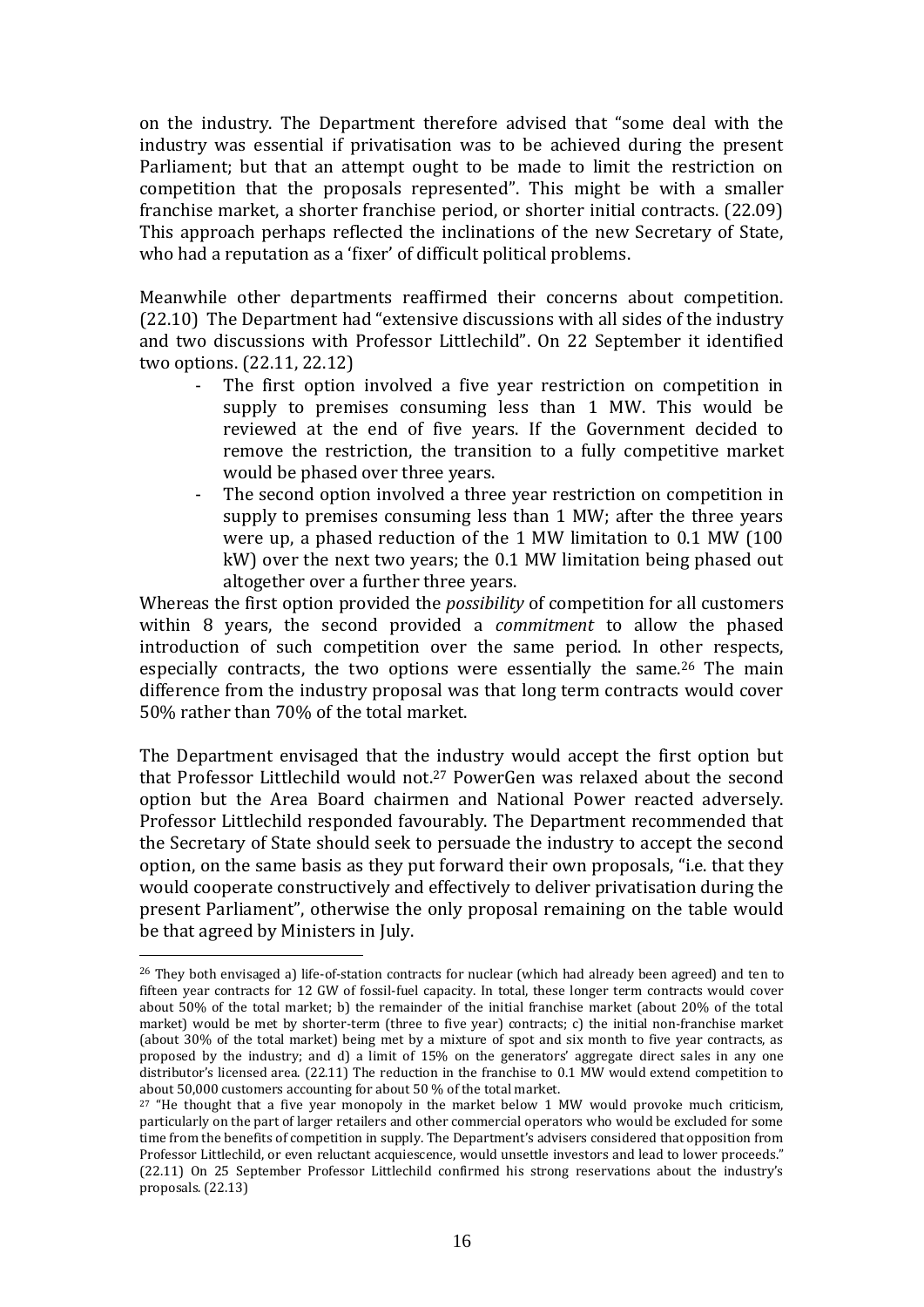on the industry. The Department therefore advised that "some deal with the industry was essential if privatisation was to be achieved during the present Parliament; but that an attempt ought to be made to limit the restriction on competition that the proposals represented". This might be with a smaller franchise market, a shorter franchise period, or shorter initial contracts. (22.09) This approach perhaps reflected the inclinations of the new Secretary of State, who had a reputation as a 'fixer' of difficult political problems.

Meanwhile other departments reaffirmed their concerns about competition. (22.10) The Department had "extensive discussions with all sides of the industry and two discussions with Professor Littlechild". On 22 September it identified two options. (22.11, 22.12)

- The first option involved a five year restriction on competition in supply to premises consuming less than 1 MW. This would be reviewed at the end of five years. If the Government decided to remove the restriction, the transition to a fully competitive market would be phased over three years.
- The second option involved a three year restriction on competition in supply to premises consuming less than 1 MW; after the three years were up, a phased reduction of the 1 MW limitation to 0.1 MW (100 kW) over the next two years; the 0.1 MW limitation being phased out altogether over a further three years.

Whereas the first option provided the *possibility* of competition for all customers within 8 years, the second provided a *commitment* to allow the phased introduction of such competition over the same period. In other respects, especially contracts, the two options were essentially the same.[26] The main difference from the industry proposal was that long term contracts would cover 50% rather than 70% of the total market.

The Department envisaged that the industry would accept the first option but that Professor Littlechild would not.[27] PowerGen was relaxed about the second option but the Area Board chairmen and National Power reacted adversely. Professor Littlechild responded favourably. The Department recommended that the Secretary of State should seek to persuade the industry to accept the second option, on the same basis as they put forward their own proposals, "i.e. that they would cooperate constructively and effectively to deliver privatisation during the present Parliament", otherwise the only proposal remaining on the table would be that agreed by Ministers in July.

---

[26] They both envisaged a) life-of-station contracts for nuclear (which had already been agreed) and ten to fifteen year contracts for 12 GW of fossil-fuel capacity. In total, these longer term contracts would cover about 50% of the total market; b) the remainder of the initial franchise market (about 20% of the total market) would be met by shorter-term (three to five year) contracts; c) the initial non-franchise market (about 30% of the total market) being met by a mixture of spot and six month to five year contracts, as proposed by the industry; and d) a limit of 15% on the generators' aggregate direct sales in any one distributor's licensed area. (22.11) The reduction in the franchise to 0.1 MW would extend competition to about 50,000 customers accounting for about 50 % of the total market.

[27] "He thought that a five year monopoly in the market below 1 MW would provoke much criticism, particularly on the part of larger retailers and other commercial operators who would be excluded for some time from the benefits of competition in supply. The Department's advisers considered that opposition from Professor Littlechild, or even reluctant acquiescence, would unsettle investors and lead to lower proceeds." (22.11) On 25 September Professor Littlechild confirmed his strong reservations about the industry's proposals. (22.13)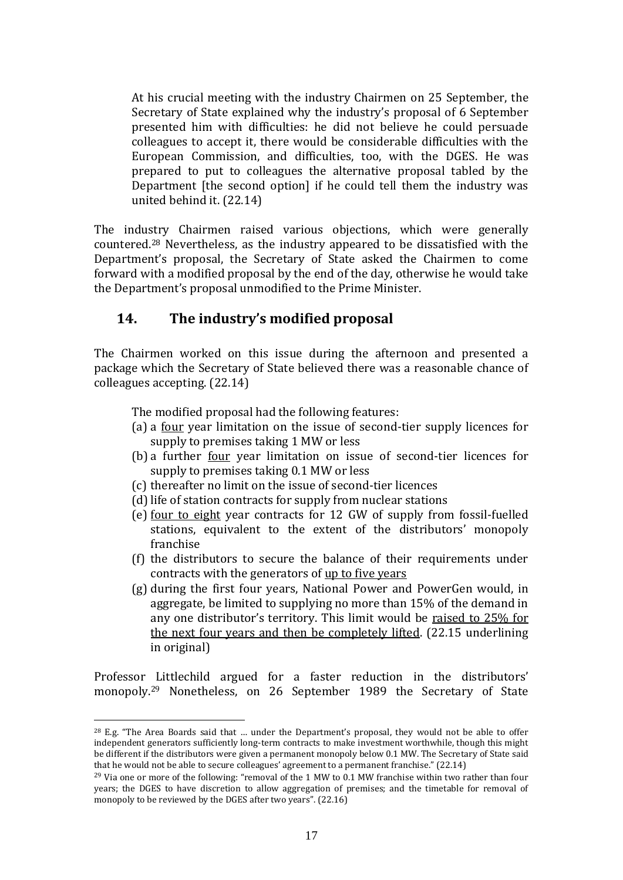> At his crucial meeting with the industry Chairmen on 25 September, the Secretary of State explained why the industry's proposal of 6 September presented him with difficulties: he did not believe he could persuade colleagues to accept it, there would be considerable difficulties with the European Commission, and difficulties, too, with the DGES. He was prepared to put to colleagues the alternative proposal tabled by the Department [the second option] if he could tell them the industry was united behind it. (22.14)

The industry Chairmen raised various objections, which were generally countered.[28] Nevertheless, as the industry appeared to be dissatisfied with the Department's proposal, the Secretary of State asked the Chairmen to come forward with a modified proposal by the end of the day, otherwise he would take the Department's proposal unmodified to the Prime Minister.

## 14. The industry's modified proposal

The Chairmen worked on this issue during the afternoon and presented a package which the Secretary of State believed there was a reasonable chance of colleagues accepting. (22.14)

> The modified proposal had the following features:
>
> (a) a <u>four</u> year limitation on the issue of second-tier supply licences for supply to premises taking 1 MW or less
> (b) a further <u>four</u> year limitation on issue of second-tier licences for supply to premises taking 0.1 MW or less
> (c) thereafter no limit on the issue of second-tier licences
> (d) life of station contracts for supply from nuclear stations
> (e) <u>four to eight</u> year contracts for 12 GW of supply from fossil-fuelled stations, equivalent to the extent of the distributors' monopoly franchise
> (f) the distributors to secure the balance of their requirements under contracts with the generators of <u>up to five years</u>
> (g) during the first four years, National Power and PowerGen would, in aggregate, be limited to supplying no more than 15% of the demand in any one distributor's territory. This limit would be <u>raised to 25% for the next four years and then be completely lifted</u>. (22.15 underlining in original)

Professor Littlechild argued for a faster reduction in the distributors' monopoly.[29] Nonetheless, on 26 September 1989 the Secretary of State

---

[28] E.g. "The Area Boards said that … under the Department's proposal, they would not be able to offer independent generators sufficiently long-term contracts to make investment worthwhile, though this might be different if the distributors were given a permanent monopoly below 0.1 MW. The Secretary of State said that he would not be able to secure colleagues' agreement to a permanent franchise." (22.14)

[29] Via one or more of the following: "removal of the 1 MW to 0.1 MW franchise within two rather than four years; the DGES to have discretion to allow aggregation of premises; and the timetable for removal of monopoly to be reviewed by the DGES after two years". (22.16)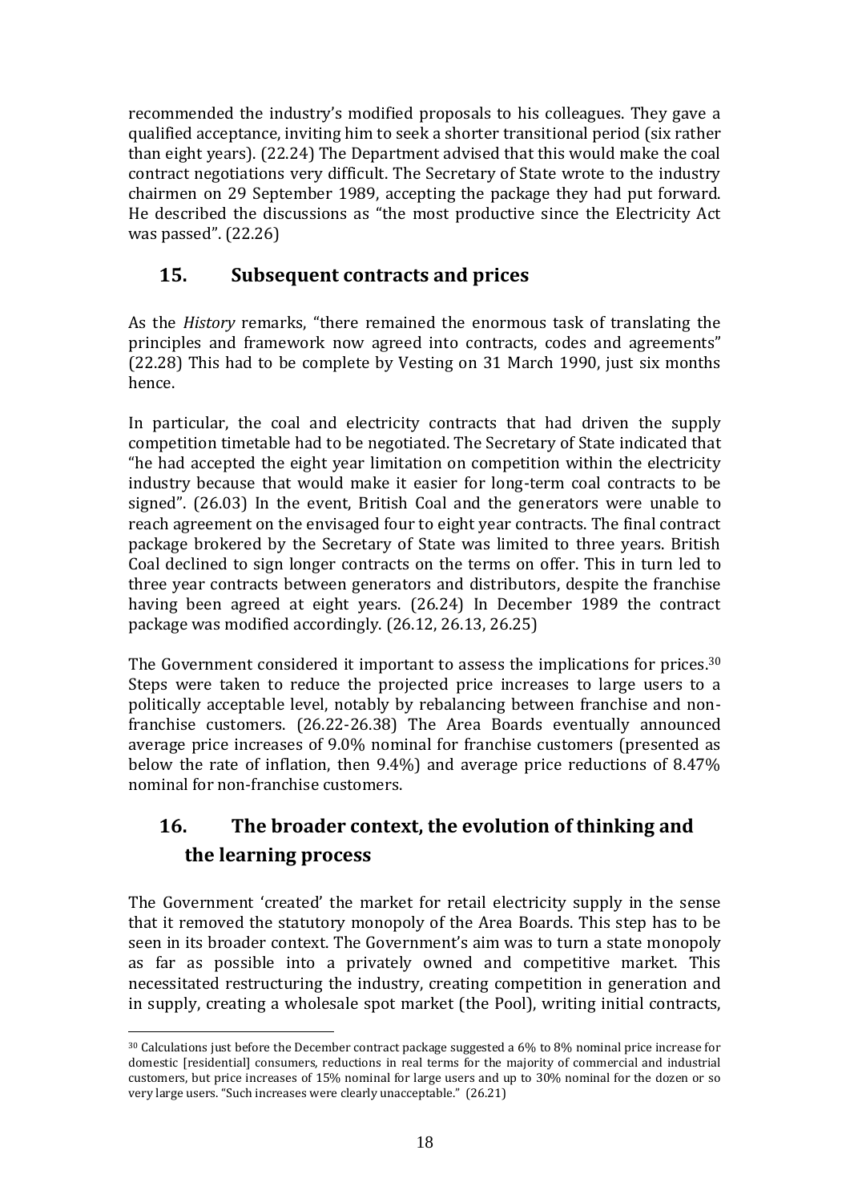recommended the industry's modified proposals to his colleagues. They gave a qualified acceptance, inviting him to seek a shorter transitional period (six rather than eight years). (22.24) The Department advised that this would make the coal contract negotiations very difficult. The Secretary of State wrote to the industry chairmen on 29 September 1989, accepting the package they had put forward. He described the discussions as "the most productive since the Electricity Act was passed". (22.26)

## 15. Subsequent contracts and prices

As the *History* remarks, "there remained the enormous task of translating the principles and framework now agreed into contracts, codes and agreements" (22.28) This had to be complete by Vesting on 31 March 1990, just six months hence.

In particular, the coal and electricity contracts that had driven the supply competition timetable had to be negotiated. The Secretary of State indicated that "he had accepted the eight year limitation on competition within the electricity industry because that would make it easier for long-term coal contracts to be signed". (26.03) In the event, British Coal and the generators were unable to reach agreement on the envisaged four to eight year contracts. The final contract package brokered by the Secretary of State was limited to three years. British Coal declined to sign longer contracts on the terms on offer. This in turn led to three year contracts between generators and distributors, despite the franchise having been agreed at eight years. (26.24) In December 1989 the contract package was modified accordingly. (26.12, 26.13, 26.25)

The Government considered it important to assess the implications for prices.[30] Steps were taken to reduce the projected price increases to large users to a politically acceptable level, notably by rebalancing between franchise and non-franchise customers. (26.22-26.38) The Area Boards eventually announced average price increases of 9.0% nominal for franchise customers (presented as below the rate of inflation, then 9.4%) and average price reductions of 8.47% nominal for non-franchise customers.

## 16. The broader context, the evolution of thinking and the learning process

The Government 'created' the market for retail electricity supply in the sense that it removed the statutory monopoly of the Area Boards. This step has to be seen in its broader context. The Government's aim was to turn a state monopoly as far as possible into a privately owned and competitive market. This necessitated restructuring the industry, creating competition in generation and in supply, creating a wholesale spot market (the Pool), writing initial contracts,

---

[30] Calculations just before the December contract package suggested a 6% to 8% nominal price increase for domestic [residential] consumers, reductions in real terms for the majority of commercial and industrial customers, but price increases of 15% nominal for large users and up to 30% nominal for the dozen or so very large users. "Such increases were clearly unacceptable." (26.21)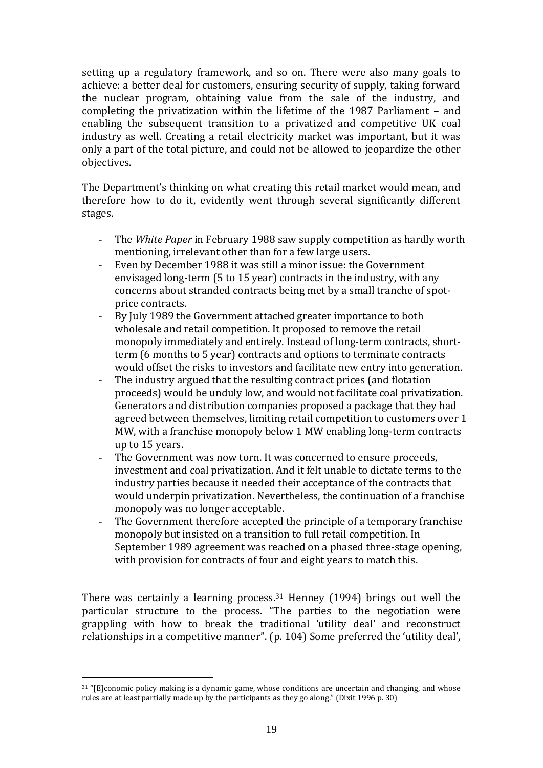setting up a regulatory framework, and so on. There were also many goals to achieve: a better deal for customers, ensuring security of supply, taking forward the nuclear program, obtaining value from the sale of the industry, and completing the privatization within the lifetime of the 1987 Parliament – and enabling the subsequent transition to a privatized and competitive UK coal industry as well. Creating a retail electricity market was important, but it was only a part of the total picture, and could not be allowed to jeopardize the other objectives.

The Department's thinking on what creating this retail market would mean, and therefore how to do it, evidently went through several significantly different stages.

- The *White Paper* in February 1988 saw supply competition as hardly worth mentioning, irrelevant other than for a few large users.
- Even by December 1988 it was still a minor issue: the Government envisaged long-term (5 to 15 year) contracts in the industry, with any concerns about stranded contracts being met by a small tranche of spot-price contracts.
- By July 1989 the Government attached greater importance to both wholesale and retail competition. It proposed to remove the retail monopoly immediately and entirely. Instead of long-term contracts, short-term (6 months to 5 year) contracts and options to terminate contracts would offset the risks to investors and facilitate new entry into generation.
- The industry argued that the resulting contract prices (and flotation proceeds) would be unduly low, and would not facilitate coal privatization. Generators and distribution companies proposed a package that they had agreed between themselves, limiting retail competition to customers over 1 MW, with a franchise monopoly below 1 MW enabling long-term contracts up to 15 years.
- The Government was now torn. It was concerned to ensure proceeds, investment and coal privatization. And it felt unable to dictate terms to the industry parties because it needed their acceptance of the contracts that would underpin privatization. Nevertheless, the continuation of a franchise monopoly was no longer acceptable.
- The Government therefore accepted the principle of a temporary franchise monopoly but insisted on a transition to full retail competition. In September 1989 agreement was reached on a phased three-stage opening, with provision for contracts of four and eight years to match this.

There was certainly a learning process.[31] Henney (1994) brings out well the particular structure to the process. "The parties to the negotiation were grappling with how to break the traditional 'utility deal' and reconstruct relationships in a competitive manner". (p. 104) Some preferred the 'utility deal',

[31] "[E]conomic policy making is a dynamic game, whose conditions are uncertain and changing, and whose rules are at least partially made up by the participants as they go along." (Dixit 1996 p. 30)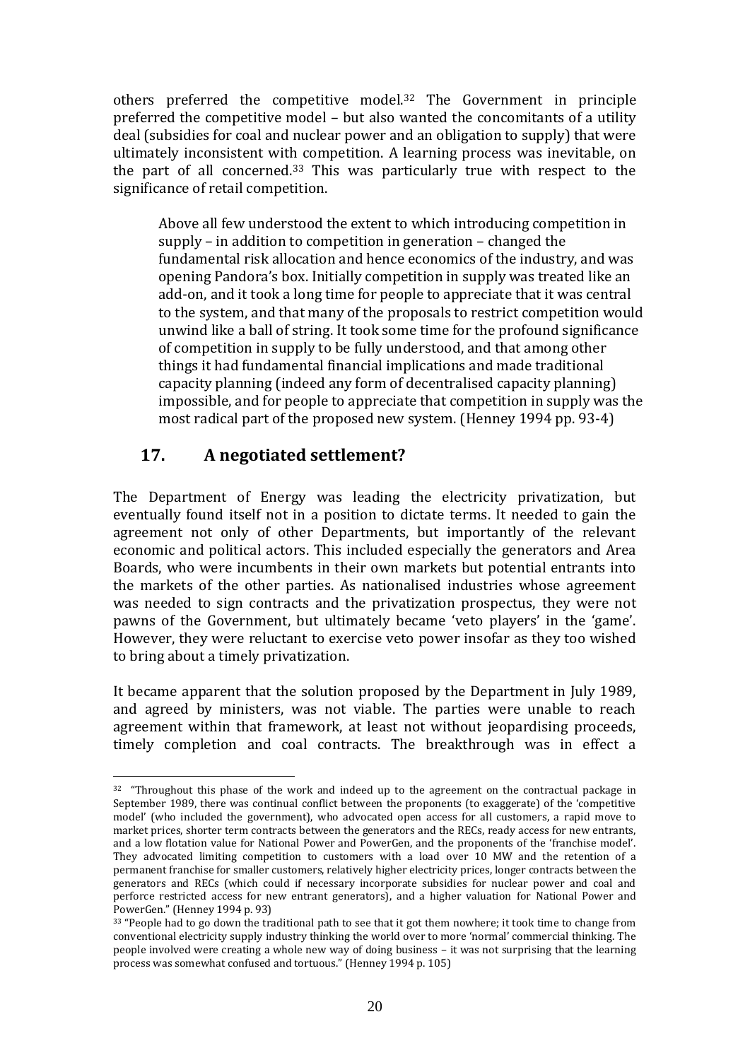others preferred the competitive model.[32] The Government in principle preferred the competitive model – but also wanted the concomitants of a utility deal (subsidies for coal and nuclear power and an obligation to supply) that were ultimately inconsistent with competition. A learning process was inevitable, on the part of all concerned.[33] This was particularly true with respect to the significance of retail competition.

> Above all few understood the extent to which introducing competition in supply – in addition to competition in generation – changed the fundamental risk allocation and hence economics of the industry, and was opening Pandora's box. Initially competition in supply was treated like an add-on, and it took a long time for people to appreciate that it was central to the system, and that many of the proposals to restrict competition would unwind like a ball of string. It took some time for the profound significance of competition in supply to be fully understood, and that among other things it had fundamental financial implications and made traditional capacity planning (indeed any form of decentralised capacity planning) impossible, and for people to appreciate that competition in supply was the most radical part of the proposed new system. (Henney 1994 pp. 93-4)

## 17. A negotiated settlement?

The Department of Energy was leading the electricity privatization, but eventually found itself not in a position to dictate terms. It needed to gain the agreement not only of other Departments, but importantly of the relevant economic and political actors. This included especially the generators and Area Boards, who were incumbents in their own markets but potential entrants into the markets of the other parties. As nationalised industries whose agreement was needed to sign contracts and the privatization prospectus, they were not pawns of the Government, but ultimately became 'veto players' in the 'game'. However, they were reluctant to exercise veto power insofar as they too wished to bring about a timely privatization.

It became apparent that the solution proposed by the Department in July 1989, and agreed by ministers, was not viable. The parties were unable to reach agreement within that framework, at least not without jeopardising proceeds, timely completion and coal contracts. The breakthrough was in effect a

---

[32] "Throughout this phase of the work and indeed up to the agreement on the contractual package in September 1989, there was continual conflict between the proponents (to exaggerate) of the 'competitive model' (who included the government), who advocated open access for all customers, a rapid move to market prices, shorter term contracts between the generators and the RECs, ready access for new entrants, and a low flotation value for National Power and PowerGen, and the proponents of the 'franchise model'. They advocated limiting competition to customers with a load over 10 MW and the retention of a permanent franchise for smaller customers, relatively higher electricity prices, longer contracts between the generators and RECs (which could if necessary incorporate subsidies for nuclear power and coal and perforce restricted access for new entrant generators), and a higher valuation for National Power and PowerGen." (Henney 1994 p. 93)

[33] "People had to go down the traditional path to see that it got them nowhere; it took time to change from conventional electricity supply industry thinking the world over to more 'normal' commercial thinking. The people involved were creating a whole new way of doing business – it was not surprising that the learning process was somewhat confused and tortuous." (Henney 1994 p. 105)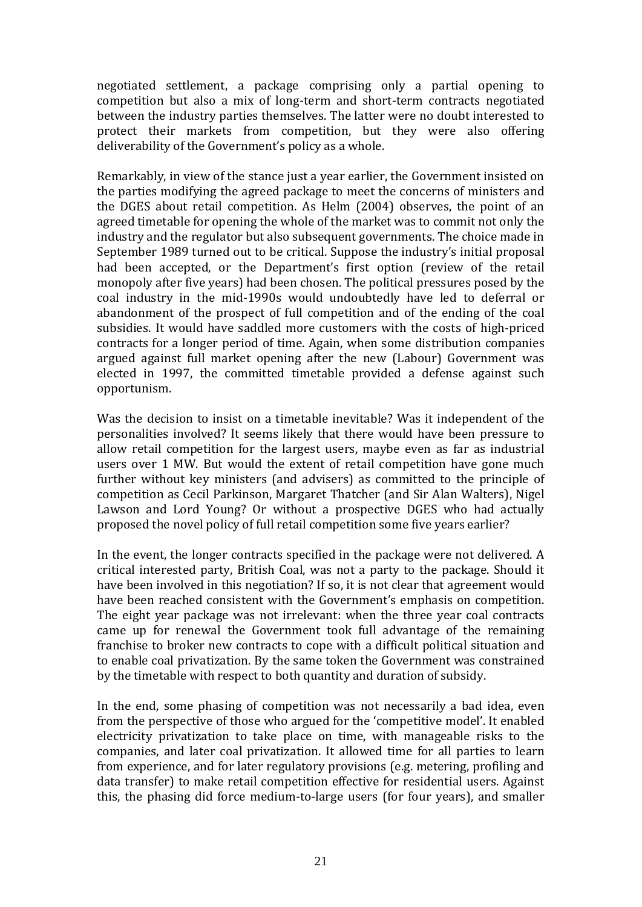negotiated settlement, a package comprising only a partial opening to competition but also a mix of long-term and short-term contracts negotiated between the industry parties themselves. The latter were no doubt interested to protect their markets from competition, but they were also offering deliverability of the Government's policy as a whole.

Remarkably, in view of the stance just a year earlier, the Government insisted on the parties modifying the agreed package to meet the concerns of ministers and the DGES about retail competition. As Helm (2004) observes, the point of an agreed timetable for opening the whole of the market was to commit not only the industry and the regulator but also subsequent governments. The choice made in September 1989 turned out to be critical. Suppose the industry's initial proposal had been accepted, or the Department's first option (review of the retail monopoly after five years) had been chosen. The political pressures posed by the coal industry in the mid-1990s would undoubtedly have led to deferral or abandonment of the prospect of full competition and of the ending of the coal subsidies. It would have saddled more customers with the costs of high-priced contracts for a longer period of time. Again, when some distribution companies argued against full market opening after the new (Labour) Government was elected in 1997, the committed timetable provided a defense against such opportunism.

Was the decision to insist on a timetable inevitable? Was it independent of the personalities involved? It seems likely that there would have been pressure to allow retail competition for the largest users, maybe even as far as industrial users over 1 MW. But would the extent of retail competition have gone much further without key ministers (and advisers) as committed to the principle of competition as Cecil Parkinson, Margaret Thatcher (and Sir Alan Walters), Nigel Lawson and Lord Young? Or without a prospective DGES who had actually proposed the novel policy of full retail competition some five years earlier?

In the event, the longer contracts specified in the package were not delivered. A critical interested party, British Coal, was not a party to the package. Should it have been involved in this negotiation? If so, it is not clear that agreement would have been reached consistent with the Government's emphasis on competition. The eight year package was not irrelevant: when the three year coal contracts came up for renewal the Government took full advantage of the remaining franchise to broker new contracts to cope with a difficult political situation and to enable coal privatization. By the same token the Government was constrained by the timetable with respect to both quantity and duration of subsidy.

In the end, some phasing of competition was not necessarily a bad idea, even from the perspective of those who argued for the 'competitive model'. It enabled electricity privatization to take place on time, with manageable risks to the companies, and later coal privatization. It allowed time for all parties to learn from experience, and for later regulatory provisions (e.g. metering, profiling and data transfer) to make retail competition effective for residential users. Against this, the phasing did force medium-to-large users (for four years), and smaller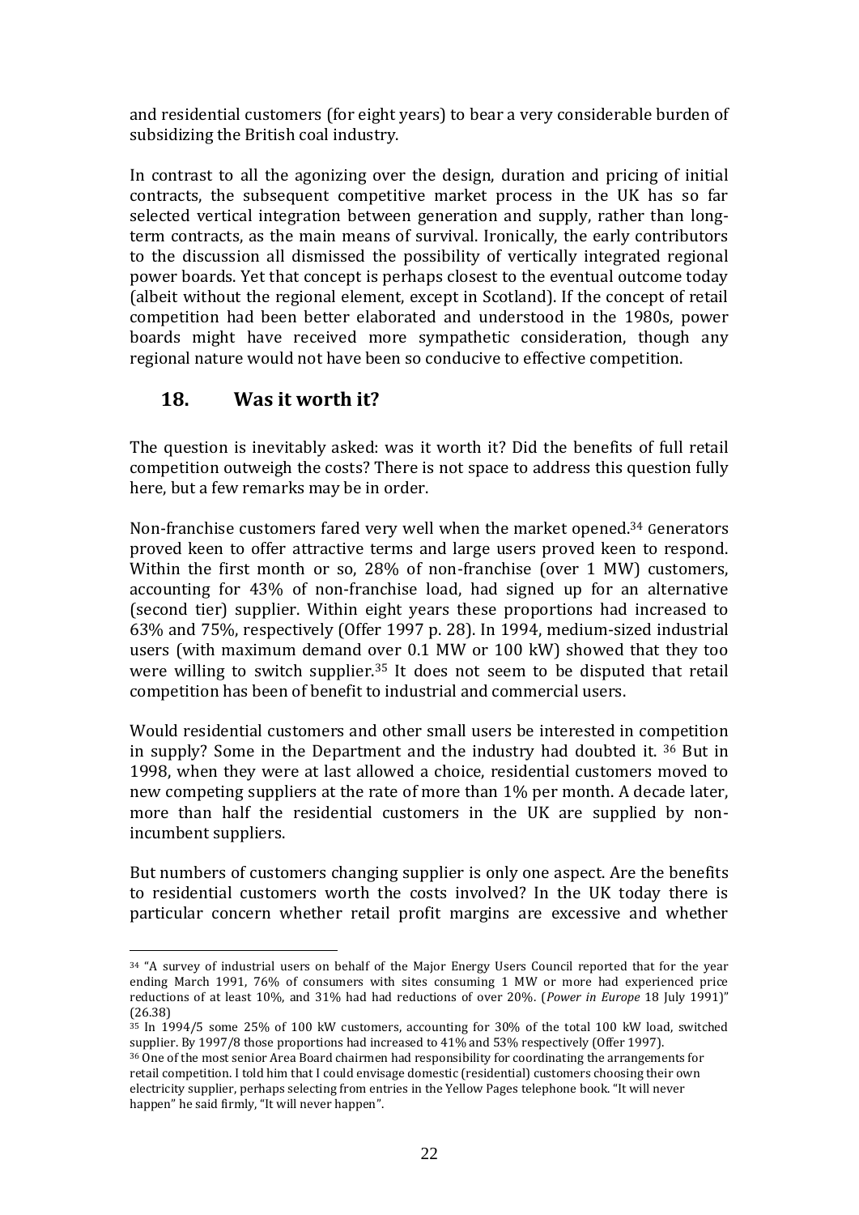and residential customers (for eight years) to bear a very considerable burden of subsidizing the British coal industry.

In contrast to all the agonizing over the design, duration and pricing of initial contracts, the subsequent competitive market process in the UK has so far selected vertical integration between generation and supply, rather than long-term contracts, as the main means of survival. Ironically, the early contributors to the discussion all dismissed the possibility of vertically integrated regional power boards. Yet that concept is perhaps closest to the eventual outcome today (albeit without the regional element, except in Scotland). If the concept of retail competition had been better elaborated and understood in the 1980s, power boards might have received more sympathetic consideration, though any regional nature would not have been so conducive to effective competition.

## 18. Was it worth it?

The question is inevitably asked: was it worth it? Did the benefits of full retail competition outweigh the costs? There is not space to address this question fully here, but a few remarks may be in order.

Non-franchise customers fared very well when the market opened.[34] Generators proved keen to offer attractive terms and large users proved keen to respond. Within the first month or so, 28% of non-franchise (over 1 MW) customers, accounting for 43% of non-franchise load, had signed up for an alternative (second tier) supplier. Within eight years these proportions had increased to 63% and 75%, respectively (Offer 1997 p. 28). In 1994, medium-sized industrial users (with maximum demand over 0.1 MW or 100 kW) showed that they too were willing to switch supplier.[35] It does not seem to be disputed that retail competition has been of benefit to industrial and commercial users.

Would residential customers and other small users be interested in competition in supply? Some in the Department and the industry had doubted it. [36] But in 1998, when they were at last allowed a choice, residential customers moved to new competing suppliers at the rate of more than 1% per month. A decade later, more than half the residential customers in the UK are supplied by non-incumbent suppliers.

But numbers of customers changing supplier is only one aspect. Are the benefits to residential customers worth the costs involved? In the UK today there is particular concern whether retail profit margins are excessive and whether

---

[34] "A survey of industrial users on behalf of the Major Energy Users Council reported that for the year ending March 1991, 76% of consumers with sites consuming 1 MW or more had experienced price reductions of at least 10%, and 31% had had reductions of over 20%. (*Power in Europe* 18 July 1991)" (26.38)

[35] In 1994/5 some 25% of 100 kW customers, accounting for 30% of the total 100 kW load, switched supplier. By 1997/8 those proportions had increased to 41% and 53% respectively (Offer 1997).

[36] One of the most senior Area Board chairmen had responsibility for coordinating the arrangements for retail competition. I told him that I could envisage domestic (residential) customers choosing their own electricity supplier, perhaps selecting from entries in the Yellow Pages telephone book. "It will never happen" he said firmly, "It will never happen".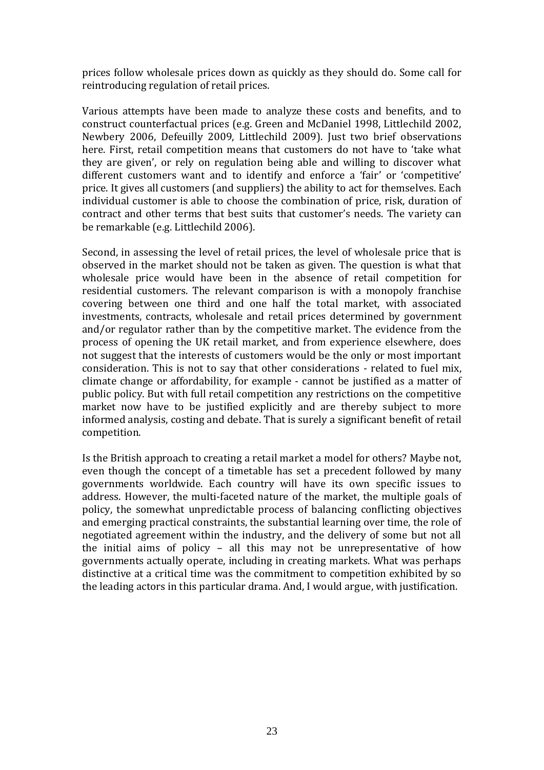prices follow wholesale prices down as quickly as they should do. Some call for reintroducing regulation of retail prices.

Various attempts have been made to analyze these costs and benefits, and to construct counterfactual prices (e.g. Green and McDaniel 1998, Littlechild 2002, Newbery 2006, Defeuilly 2009, Littlechild 2009). Just two brief observations here. First, retail competition means that customers do not have to 'take what they are given', or rely on regulation being able and willing to discover what different customers want and to identify and enforce a 'fair' or 'competitive' price. It gives all customers (and suppliers) the ability to act for themselves. Each individual customer is able to choose the combination of price, risk, duration of contract and other terms that best suits that customer's needs. The variety can be remarkable (e.g. Littlechild 2006).

Second, in assessing the level of retail prices, the level of wholesale price that is observed in the market should not be taken as given. The question is what that wholesale price would have been in the absence of retail competition for residential customers. The relevant comparison is with a monopoly franchise covering between one third and one half the total market, with associated investments, contracts, wholesale and retail prices determined by government and/or regulator rather than by the competitive market. The evidence from the process of opening the UK retail market, and from experience elsewhere, does not suggest that the interests of customers would be the only or most important consideration. This is not to say that other considerations - related to fuel mix, climate change or affordability, for example - cannot be justified as a matter of public policy. But with full retail competition any restrictions on the competitive market now have to be justified explicitly and are thereby subject to more informed analysis, costing and debate. That is surely a significant benefit of retail competition.

Is the British approach to creating a retail market a model for others? Maybe not, even though the concept of a timetable has set a precedent followed by many governments worldwide. Each country will have its own specific issues to address. However, the multi-faceted nature of the market, the multiple goals of policy, the somewhat unpredictable process of balancing conflicting objectives and emerging practical constraints, the substantial learning over time, the role of negotiated agreement within the industry, and the delivery of some but not all the initial aims of policy – all this may not be unrepresentative of how governments actually operate, including in creating markets. What was perhaps distinctive at a critical time was the commitment to competition exhibited by so the leading actors in this particular drama. And, I would argue, with justification.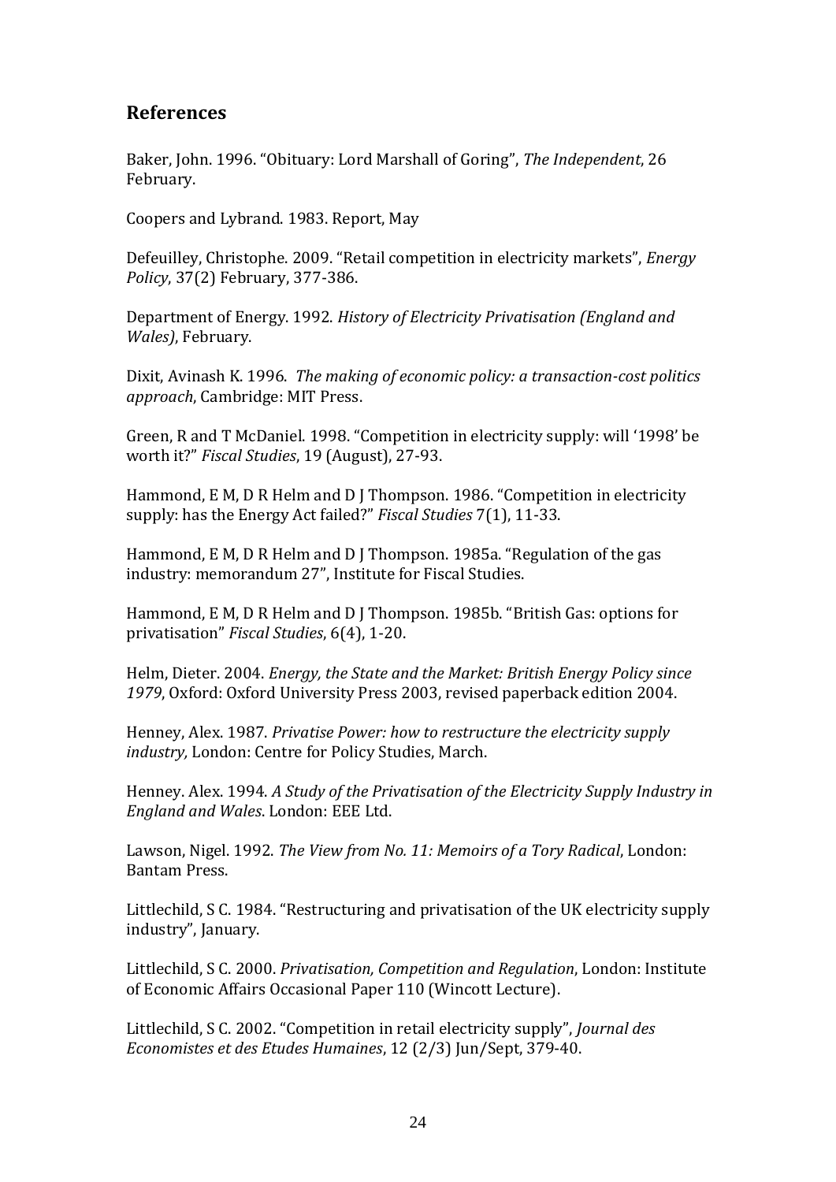## References

Baker, John. 1996. "Obituary: Lord Marshall of Goring", *The Independent*, 26 February.

Coopers and Lybrand. 1983. Report, May

Defeuilley, Christophe. 2009. "Retail competition in electricity markets", *Energy Policy*, 37(2) February, 377-386.

Department of Energy. 1992. *History of Electricity Privatisation (England and Wales)*, February.

Dixit, Avinash K. 1996. *The making of economic policy: a transaction-cost politics approach*, Cambridge: MIT Press.

Green, R and T McDaniel. 1998. "Competition in electricity supply: will '1998' be worth it?" *Fiscal Studies*, 19 (August), 27-93.

Hammond, E M, D R Helm and D J Thompson. 1986. "Competition in electricity supply: has the Energy Act failed?" *Fiscal Studies* 7(1), 11-33.

Hammond, E M, D R Helm and D J Thompson. 1985a. "Regulation of the gas industry: memorandum 27", Institute for Fiscal Studies.

Hammond, E M, D R Helm and D J Thompson. 1985b. "British Gas: options for privatisation" *Fiscal Studies*, 6(4), 1-20.

Helm, Dieter. 2004. *Energy, the State and the Market: British Energy Policy since 1979*, Oxford: Oxford University Press 2003, revised paperback edition 2004.

Henney, Alex. 1987. *Privatise Power: how to restructure the electricity supply industry,* London: Centre for Policy Studies, March.

Henney. Alex. 1994. *A Study of the Privatisation of the Electricity Supply Industry in England and Wales*. London: EEE Ltd.

Lawson, Nigel. 1992. *The View from No. 11: Memoirs of a Tory Radical*, London: Bantam Press.

Littlechild, S C. 1984. "Restructuring and privatisation of the UK electricity supply industry", January.

Littlechild, S C. 2000. *Privatisation, Competition and Regulation*, London: Institute of Economic Affairs Occasional Paper 110 (Wincott Lecture).

Littlechild, S C. 2002. "Competition in retail electricity supply", *Journal des Economistes et des Etudes Humaines*, 12 (2/3) Jun/Sept, 379-40.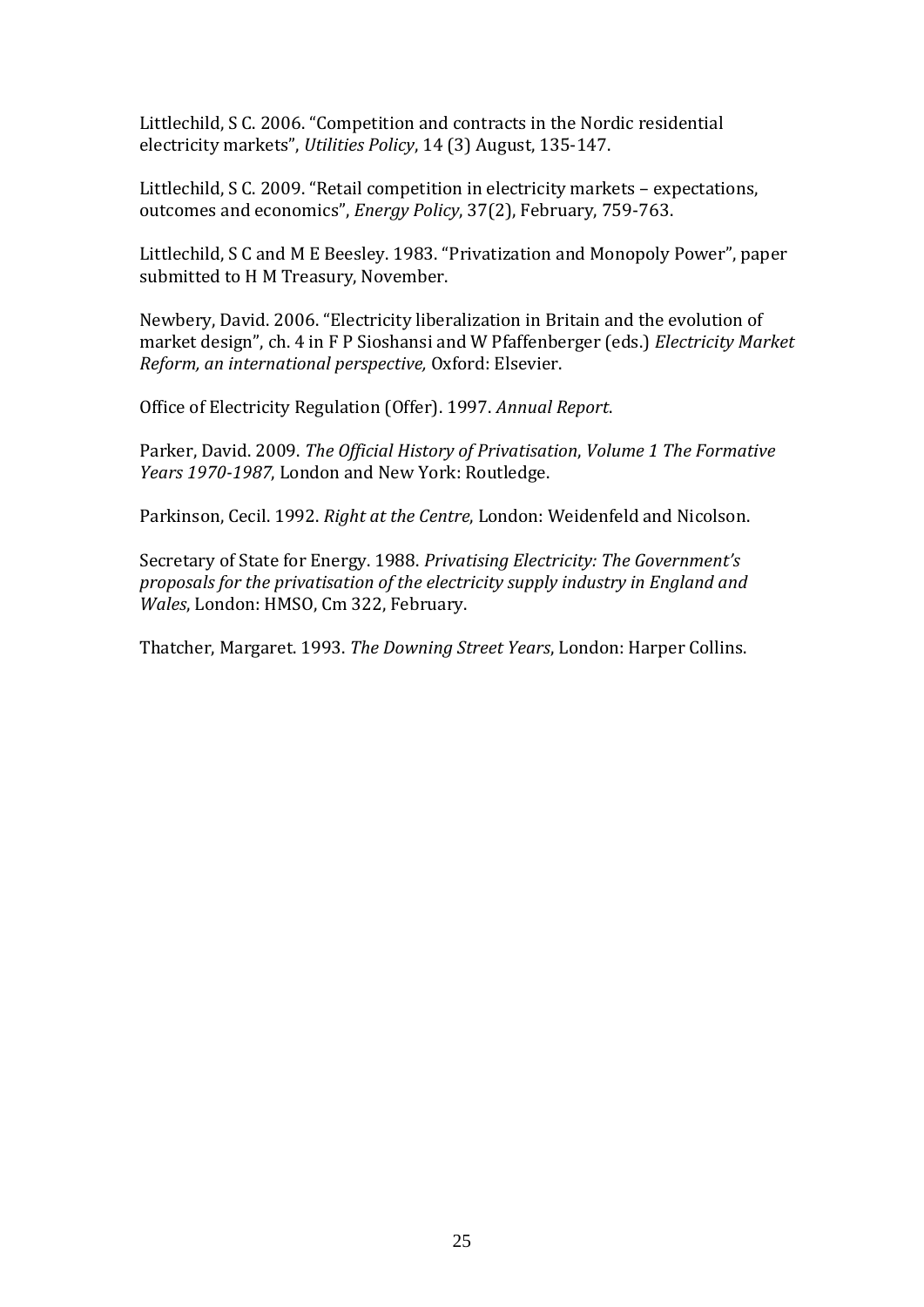Littlechild, S C. 2006. “Competition and contracts in the Nordic residential electricity markets”, *Utilities Policy*, 14 (3) August, 135-147.

Littlechild, S C. 2009. “Retail competition in electricity markets – expectations, outcomes and economics”, *Energy Policy*, 37(2), February, 759-763.

Littlechild, S C and M E Beesley. 1983. “Privatization and Monopoly Power”, paper submitted to H M Treasury, November.

Newbery, David. 2006. “Electricity liberalization in Britain and the evolution of market design”, ch. 4 in F P Sioshansi and W Pfaffenberger (eds.) *Electricity Market Reform, an international perspective,* Oxford: Elsevier.

Office of Electricity Regulation (Offer). 1997. *Annual Report*.

Parker, David. 2009. *The Official History of Privatisation*, *Volume 1 The Formative Years 1970-1987*, London and New York: Routledge.

Parkinson, Cecil. 1992. *Right at the Centre*, London: Weidenfeld and Nicolson.

Secretary of State for Energy. 1988. *Privatising Electricity: The Government’s proposals for the privatisation of the electricity supply industry in England and Wales*, London: HMSO, Cm 322, February.

Thatcher, Margaret. 1993. *The Downing Street Years*, London: Harper Collins.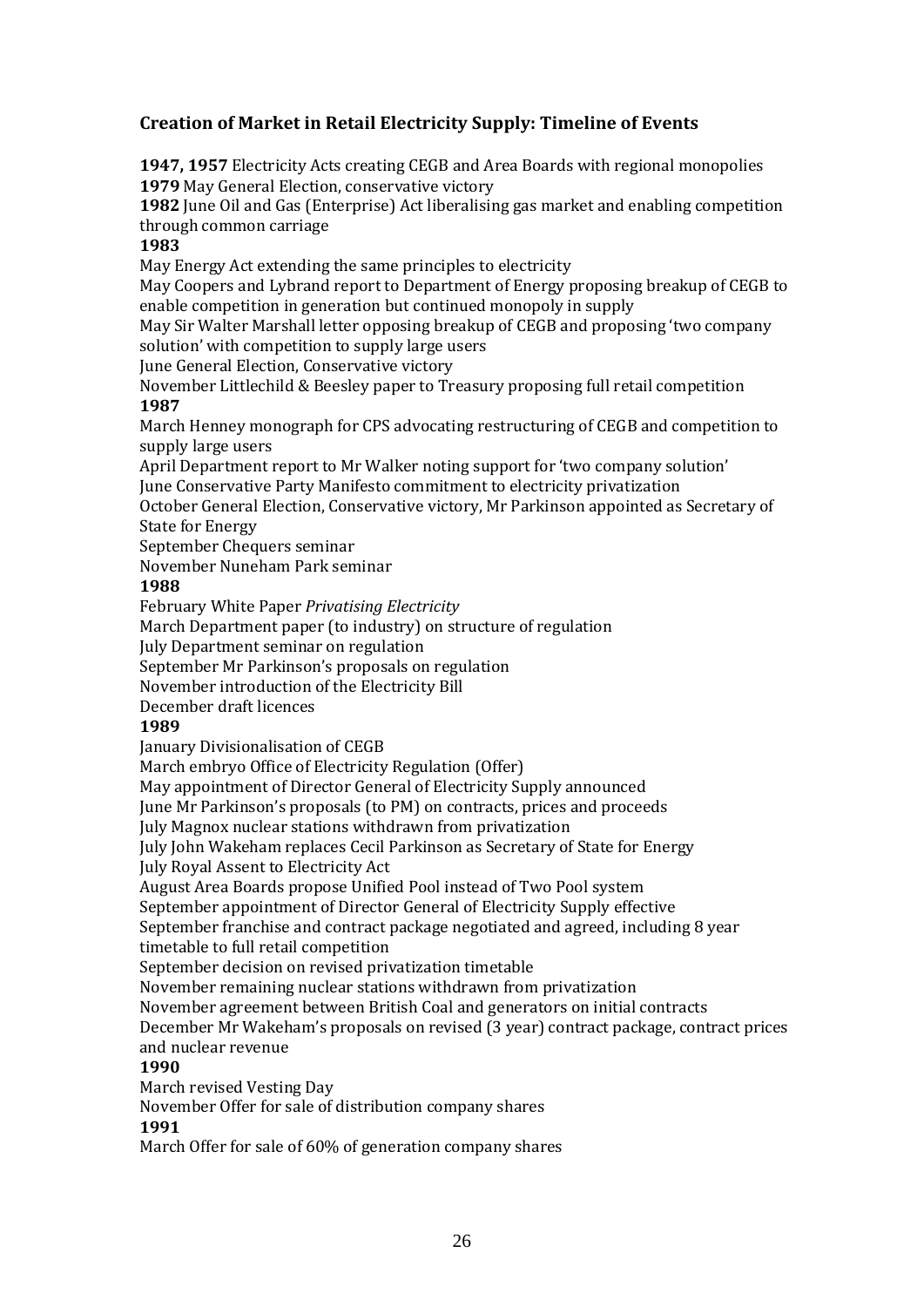## Creation of Market in Retail Electricity Supply: Timeline of Events

**1947, 1957** Electricity Acts creating CEGB and Area Boards with regional monopolies
**1979** May General Election, conservative victory
**1982** June Oil and Gas (Enterprise) Act liberalising gas market and enabling competition through common carriage

**1983**

May Energy Act extending the same principles to electricity
May Coopers and Lybrand report to Department of Energy proposing breakup of CEGB to enable competition in generation but continued monopoly in supply
May Sir Walter Marshall letter opposing breakup of CEGB and proposing 'two company solution' with competition to supply large users
June General Election, Conservative victory
November Littlechild & Beesley paper to Treasury proposing full retail competition

**1987**

March Henney monograph for CPS advocating restructuring of CEGB and competition to supply large users
April Department report to Mr Walker noting support for 'two company solution'
June Conservative Party Manifesto commitment to electricity privatization
October General Election, Conservative victory, Mr Parkinson appointed as Secretary of State for Energy
September Chequers seminar
November Nuneham Park seminar

**1988**

February White Paper *Privatising Electricity*
March Department paper (to industry) on structure of regulation
July Department seminar on regulation
September Mr Parkinson's proposals on regulation
November introduction of the Electricity Bill
December draft licences

**1989**

January Divisionalisation of CEGB
March embryo Office of Electricity Regulation (Offer)
May appointment of Director General of Electricity Supply announced
June Mr Parkinson's proposals (to PM) on contracts, prices and proceeds
July Magnox nuclear stations withdrawn from privatization
July John Wakeham replaces Cecil Parkinson as Secretary of State for Energy
July Royal Assent to Electricity Act
August Area Boards propose Unified Pool instead of Two Pool system
September appointment of Director General of Electricity Supply effective
September franchise and contract package negotiated and agreed, including 8 year timetable to full retail competition
September decision on revised privatization timetable
November remaining nuclear stations withdrawn from privatization
November agreement between British Coal and generators on initial contracts
December Mr Wakeham's proposals on revised (3 year) contract package, contract prices and nuclear revenue

**1990**

March revised Vesting Day
November Offer for sale of distribution company shares

**1991**

March Offer for sale of 60% of generation company shares